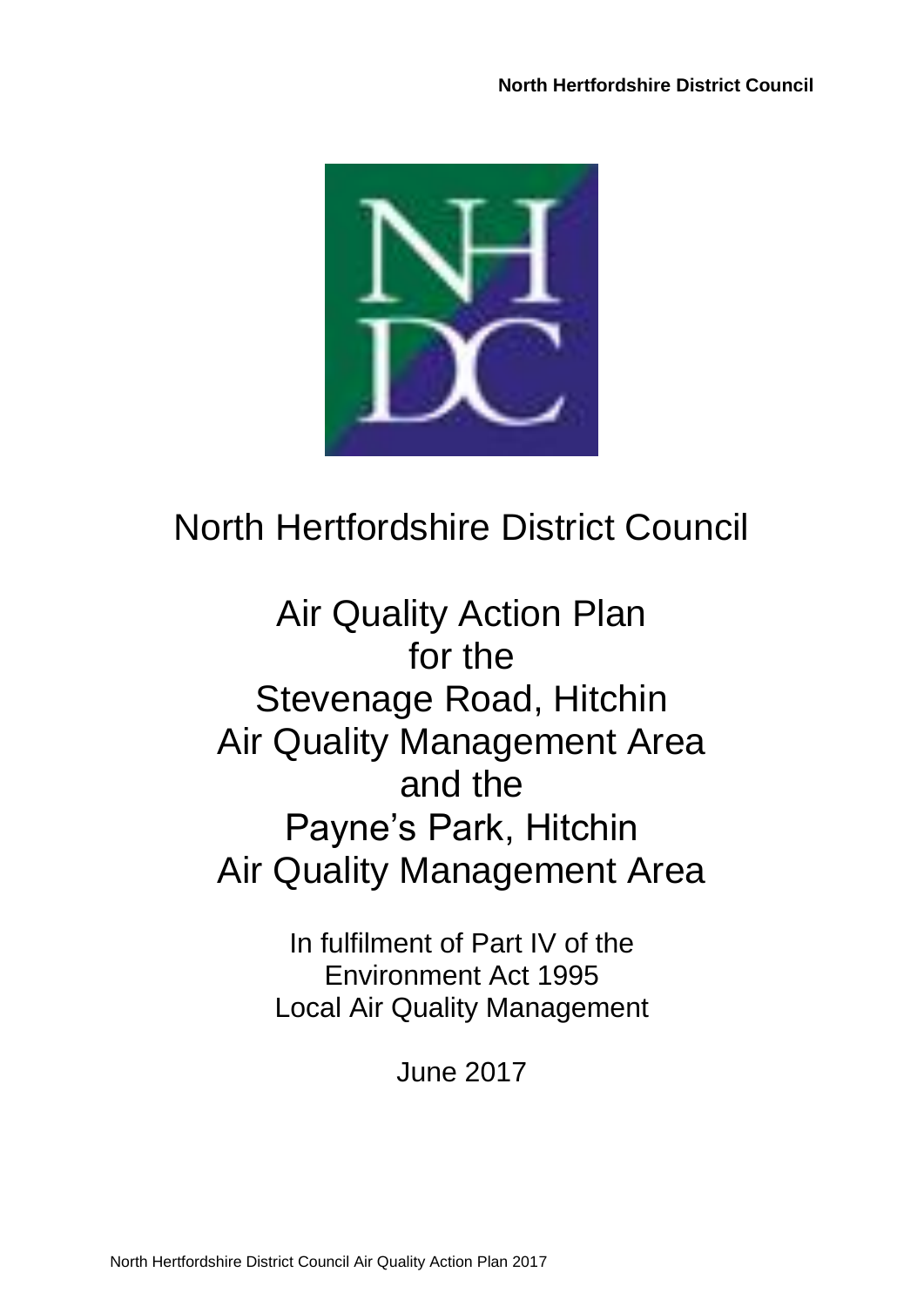# North Hertfordshire District Council

## Air Quality Action Plan for the Stevenage Road, Hitchin Air Quality Management Area and the Payne's Park, Hitchin Air Quality Management Area

In fulfilment of Part IV of the Environment Act 1995
Local Air Quality Management

June 2017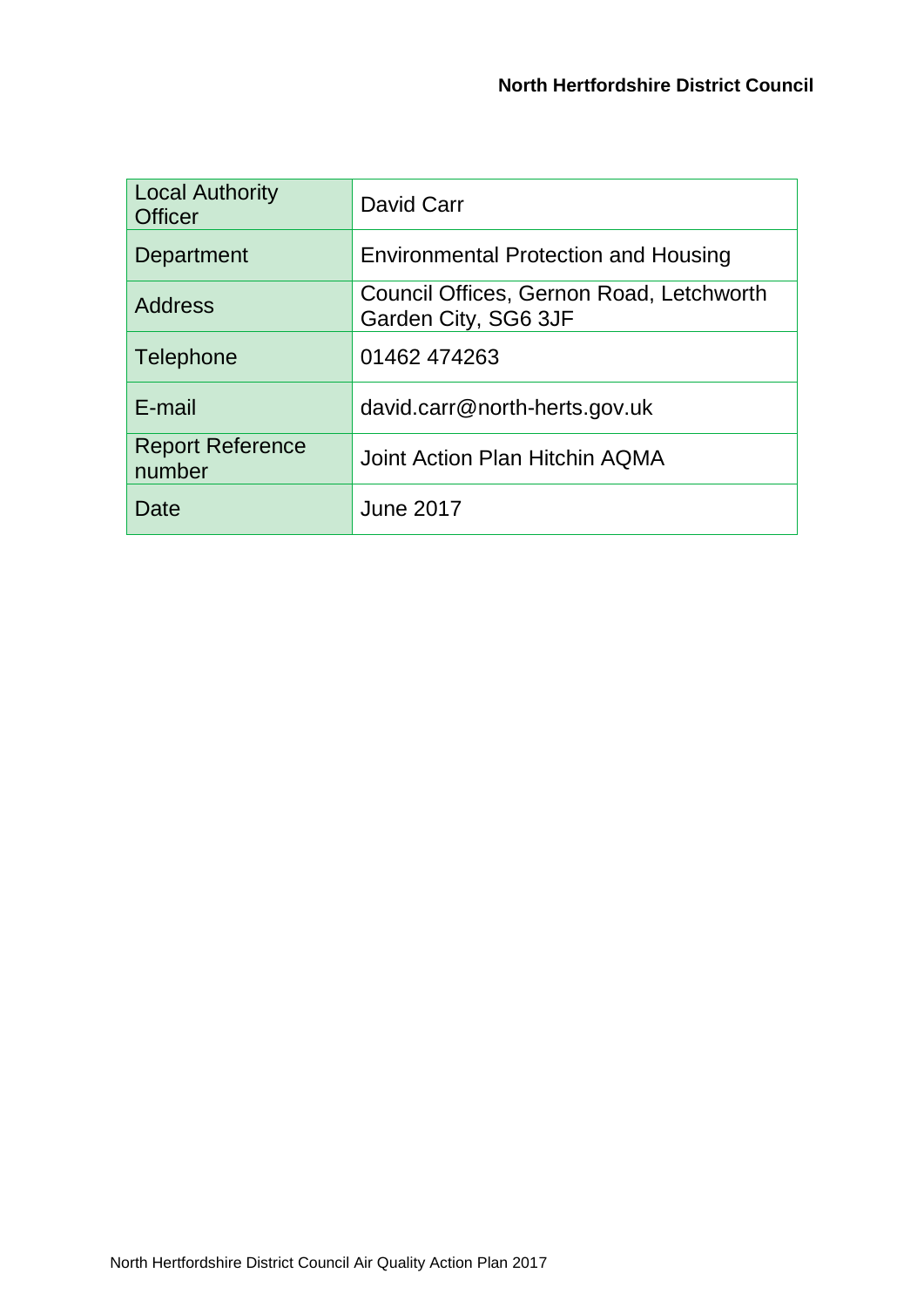| Local Authority Officer | David Carr |
|---|---|
| Department | Environmental Protection and Housing |
| Address | Council Offices, Gernon Road, Letchworth Garden City, SG6 3JF |
| Telephone | 01462 474263 |
| E-mail | david.carr@north-herts.gov.uk |
| Report Reference number | Joint Action Plan Hitchin AQMA |
| Date | June 2017 |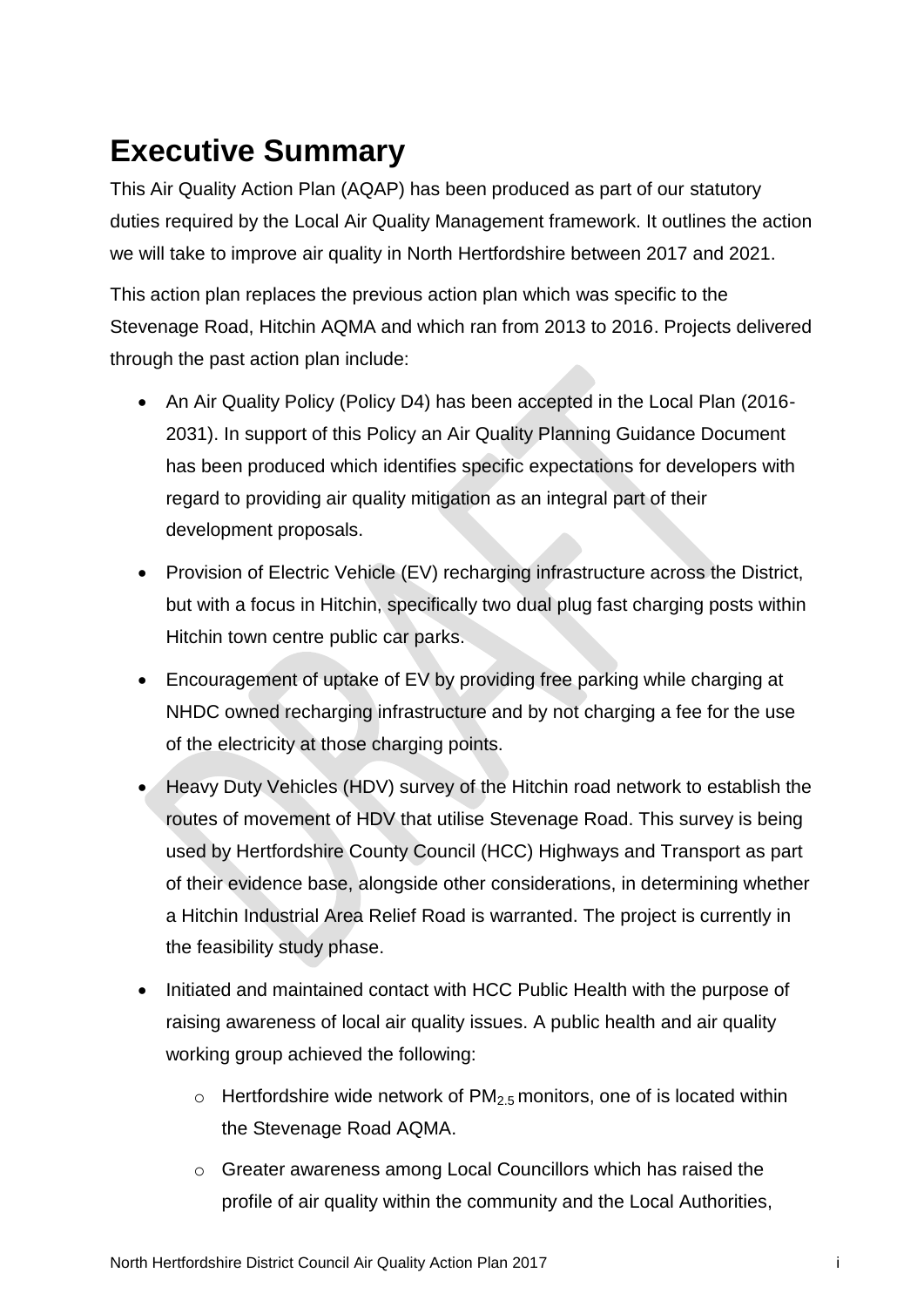# Executive Summary

This Air Quality Action Plan (AQAP) has been produced as part of our statutory duties required by the Local Air Quality Management framework. It outlines the action we will take to improve air quality in North Hertfordshire between 2017 and 2021.

This action plan replaces the previous action plan which was specific to the Stevenage Road, Hitchin AQMA and which ran from 2013 to 2016. Projects delivered through the past action plan include:

- An Air Quality Policy (Policy D4) has been accepted in the Local Plan (2016-2031). In support of this Policy an Air Quality Planning Guidance Document has been produced which identifies specific expectations for developers with regard to providing air quality mitigation as an integral part of their development proposals.
- Provision of Electric Vehicle (EV) recharging infrastructure across the District, but with a focus in Hitchin, specifically two dual plug fast charging posts within Hitchin town centre public car parks.
- Encouragement of uptake of EV by providing free parking while charging at NHDC owned recharging infrastructure and by not charging a fee for the use of the electricity at those charging points.
- Heavy Duty Vehicles (HDV) survey of the Hitchin road network to establish the routes of movement of HDV that utilise Stevenage Road. This survey is being used by Hertfordshire County Council (HCC) Highways and Transport as part of their evidence base, alongside other considerations, in determining whether a Hitchin Industrial Area Relief Road is warranted. The project is currently in the feasibility study phase.
- Initiated and maintained contact with HCC Public Health with the purpose of raising awareness of local air quality issues. A public health and air quality working group achieved the following:
    - Hertfordshire wide network of $PM_{2.5}$ monitors, one of is located within the Stevenage Road AQMA.
    - Greater awareness among Local Councillors which has raised the profile of air quality within the community and the Local Authorities,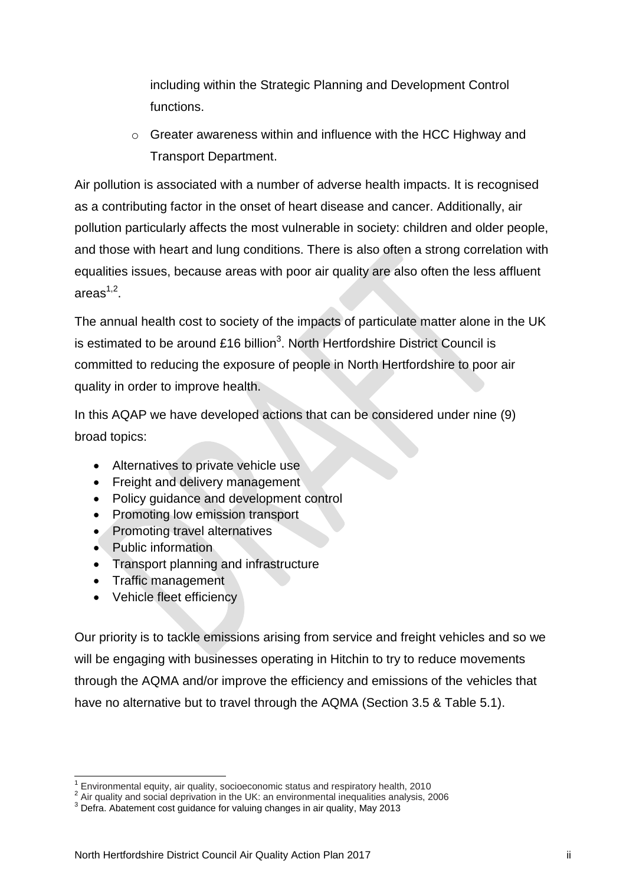including within the Strategic Planning and Development Control functions.

- Greater awareness within and influence with the HCC Highway and Transport Department.

Air pollution is associated with a number of adverse health impacts. It is recognised as a contributing factor in the onset of heart disease and cancer. Additionally, air pollution particularly affects the most vulnerable in society: children and older people, and those with heart and lung conditions. There is also often a strong correlation with equalities issues, because areas with poor air quality are also often the less affluent areas[1,2].

The annual health cost to society of the impacts of particulate matter alone in the UK is estimated to be around £16 billion[3]. North Hertfordshire District Council is committed to reducing the exposure of people in North Hertfordshire to poor air quality in order to improve health.

In this AQAP we have developed actions that can be considered under nine (9) broad topics:

- Alternatives to private vehicle use
- Freight and delivery management
- Policy guidance and development control
- Promoting low emission transport
- Promoting travel alternatives
- Public information
- Transport planning and infrastructure
- Traffic management
- Vehicle fleet efficiency

Our priority is to tackle emissions arising from service and freight vehicles and so we will be engaging with businesses operating in Hitchin to try to reduce movements through the AQMA and/or improve the efficiency and emissions of the vehicles that have no alternative but to travel through the AQMA (Section 3.5 & Table 5.1).

[1] Environmental equity, air quality, socioeconomic status and respiratory health, 2010
[2] Air quality and social deprivation in the UK: an environmental inequalities analysis, 2006
[3] Defra. Abatement cost guidance for valuing changes in air quality, May 2013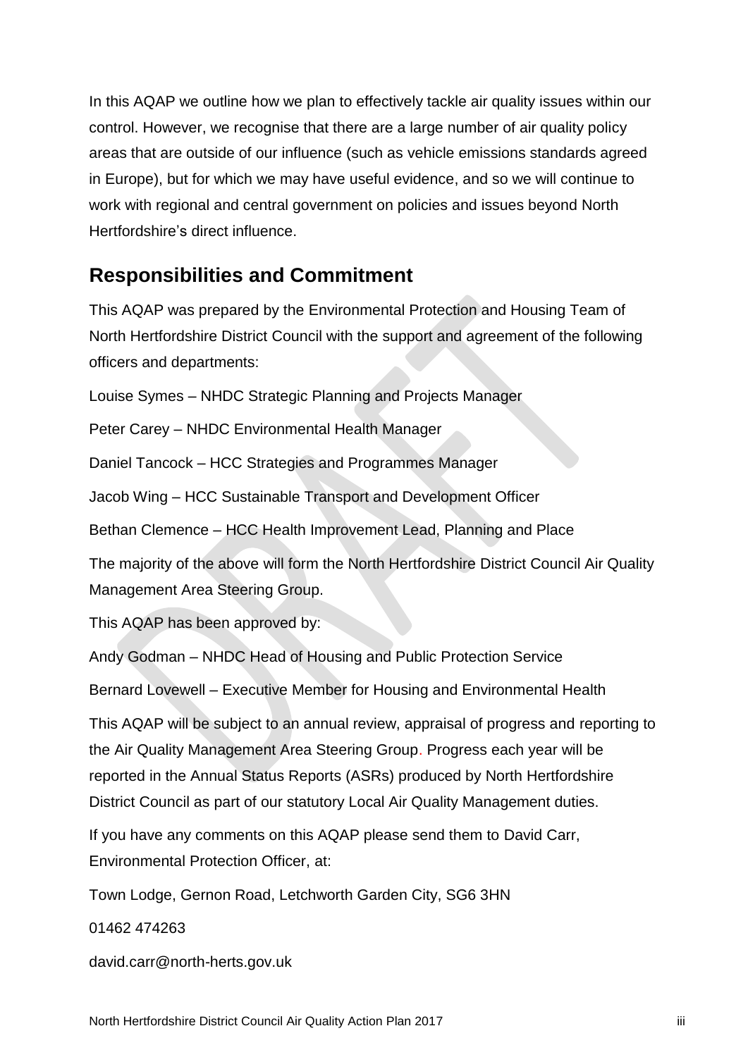In this AQAP we outline how we plan to effectively tackle air quality issues within our control. However, we recognise that there are a large number of air quality policy areas that are outside of our influence (such as vehicle emissions standards agreed in Europe), but for which we may have useful evidence, and so we will continue to work with regional and central government on policies and issues beyond North Hertfordshire's direct influence.

## Responsibilities and Commitment

This AQAP was prepared by the Environmental Protection and Housing Team of North Hertfordshire District Council with the support and agreement of the following officers and departments:

Louise Symes – NHDC Strategic Planning and Projects Manager

Peter Carey – NHDC Environmental Health Manager

Daniel Tancock – HCC Strategies and Programmes Manager

Jacob Wing – HCC Sustainable Transport and Development Officer

Bethan Clemence – HCC Health Improvement Lead, Planning and Place

The majority of the above will form the North Hertfordshire District Council Air Quality Management Area Steering Group.

This AQAP has been approved by:

Andy Godman – NHDC Head of Housing and Public Protection Service

Bernard Lovewell – Executive Member for Housing and Environmental Health

This AQAP will be subject to an annual review, appraisal of progress and reporting to the Air Quality Management Area Steering Group. Progress each year will be reported in the Annual Status Reports (ASRs) produced by North Hertfordshire District Council as part of our statutory Local Air Quality Management duties.

If you have any comments on this AQAP please send them to David Carr, Environmental Protection Officer, at:

Town Lodge, Gernon Road, Letchworth Garden City, SG6 3HN

01462 474263

david.carr@north-herts.gov.uk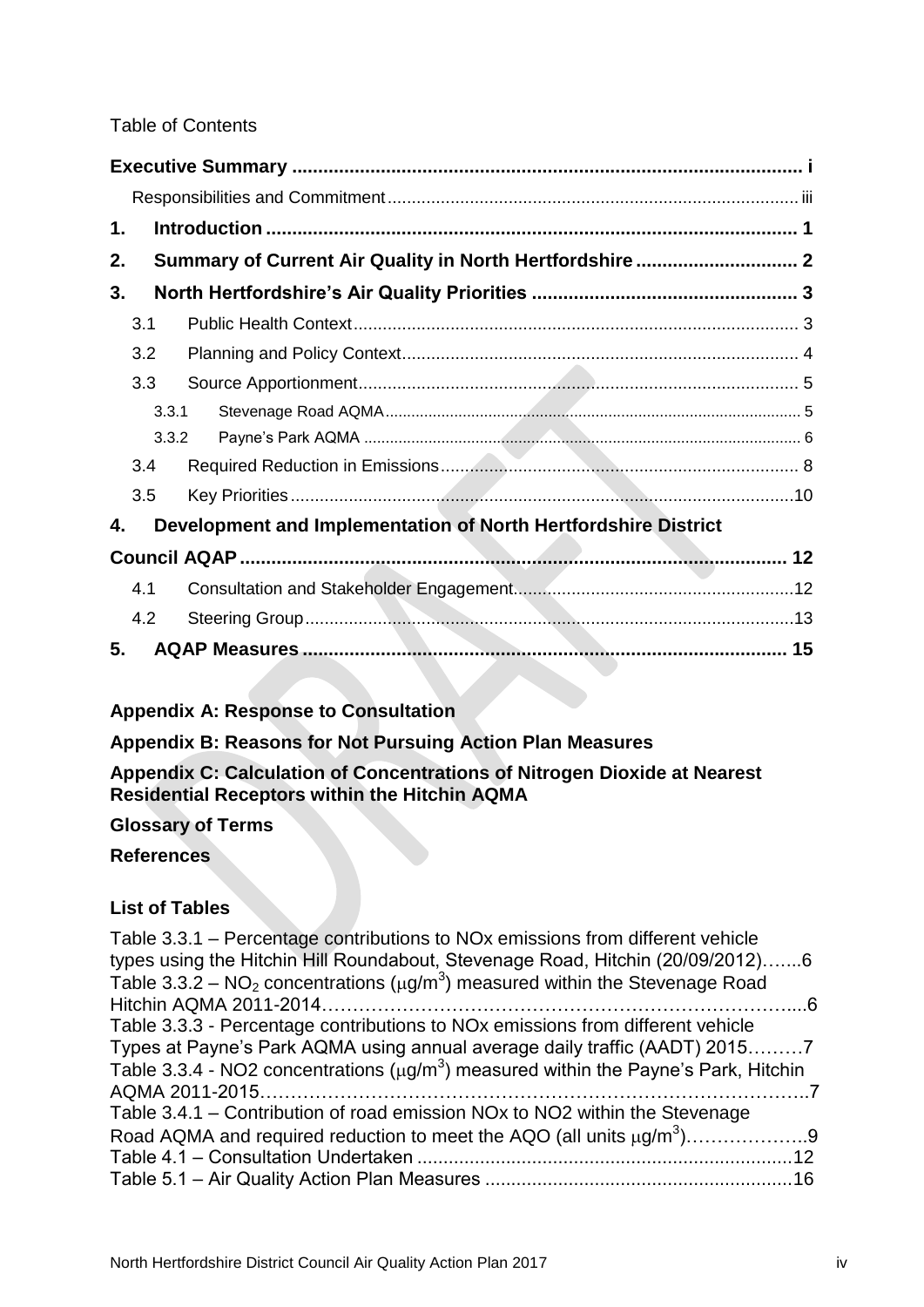Table of Contents

**Executive Summary ................................................................................................ i**

Responsibilities and Commitment ..................................................................................... iii

**1. Introduction .................................................................................................... 1**

**2. Summary of Current Air Quality in North Hertfordshire ............................... 2**

**3. North Hertfordshire's Air Quality Priorities .................................................. 3**

3.1 Public Health Context ........................................................................................... 3

3.2 Planning and Policy Context ................................................................................. 4

3.3 Source Apportionment .......................................................................................... 5

3.3.1 Stevenage Road AQMA ................................................................................................ 5

3.3.2 Payne's Park AQMA .................................................................................................... 6

3.4 Required Reduction in Emissions .......................................................................... 8

3.5 Key Priorities .........................................................................................................10

**4. Development and Implementation of North Hertfordshire District Council AQAP ....................................................................................................... 12**

4.1 Consultation and Stakeholder Engagement..........................................................12

4.2 Steering Group .....................................................................................................13

**5. AQAP Measures ........................................................................................... 15**

**Appendix A: Response to Consultation**

**Appendix B: Reasons for Not Pursuing Action Plan Measures**

**Appendix C: Calculation of Concentrations of Nitrogen Dioxide at Nearest Residential Receptors within the Hitchin AQMA**

**Glossary of Terms**

**References**

**List of Tables**

Table 3.3.1 – Percentage contributions to NOx emissions from different vehicle types using the Hitchin Hill Roundabout, Stevenage Road, Hitchin (20/09/2012).......6

Table 3.3.2 – $NO_2$ concentrations ($\mu g/m^3$) measured within the Stevenage Road Hitchin AQMA 2011-2014........................................................................................6

Table 3.3.3 - Percentage contributions to NOx emissions from different vehicle Types at Payne's Park AQMA using annual average daily traffic (AADT) 2015.........7

Table 3.3.4 - NO2 concentrations ($\mu g/m^3$) measured within the Payne's Park, Hitchin AQMA 2011-2015...............................................................................................7

Table 3.4.1 – Contribution of road emission NOx to NO2 within the Stevenage Road AQMA and required reduction to meet the AQO (all units $\mu g/m^3$)....................9

Table 4.1 – Consultation Undertaken ........................................................................12

Table 5.1 – Air Quality Action Plan Measures ...........................................................16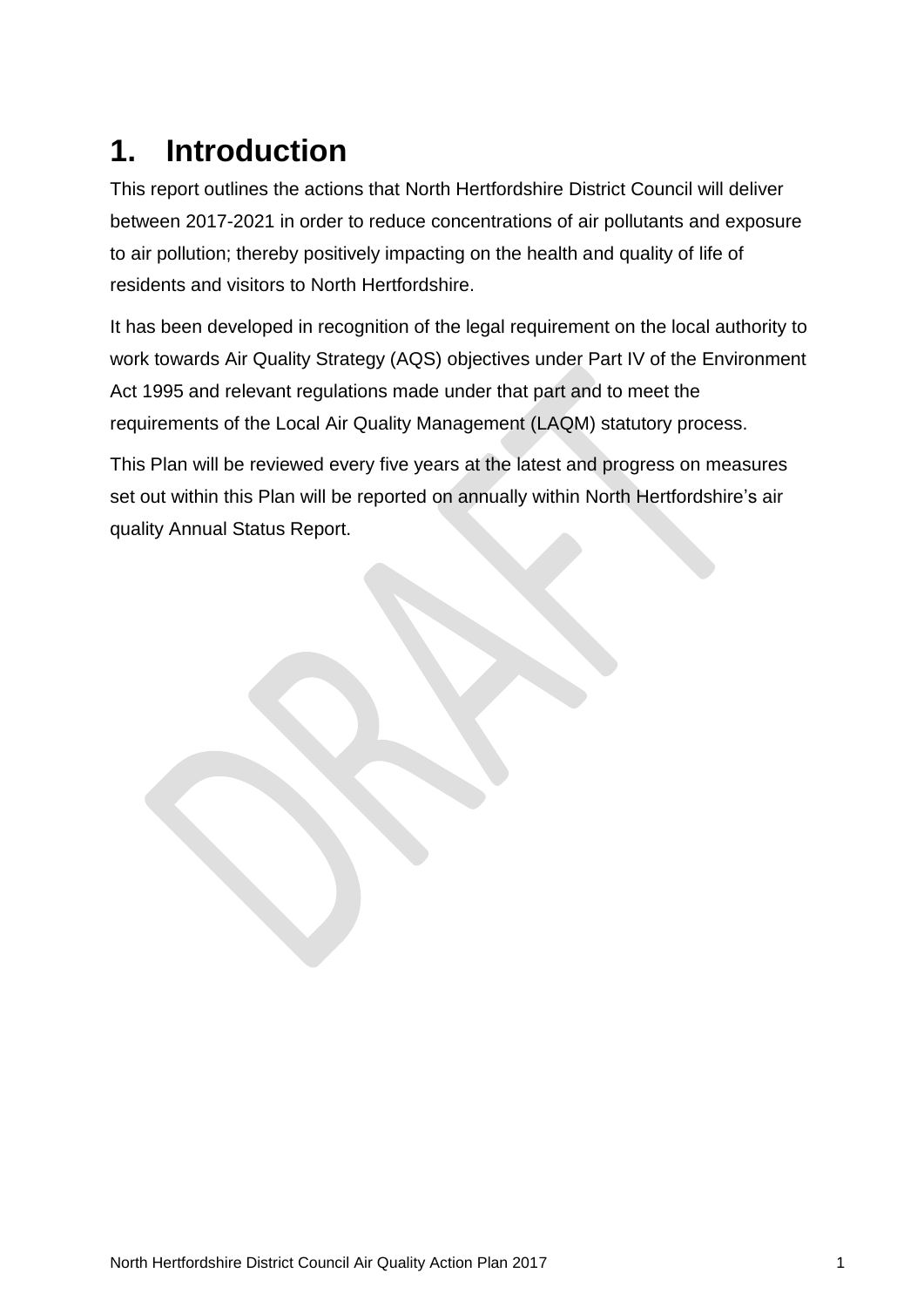# 1. Introduction

This report outlines the actions that North Hertfordshire District Council will deliver between 2017-2021 in order to reduce concentrations of air pollutants and exposure to air pollution; thereby positively impacting on the health and quality of life of residents and visitors to North Hertfordshire.

It has been developed in recognition of the legal requirement on the local authority to work towards Air Quality Strategy (AQS) objectives under Part IV of the Environment Act 1995 and relevant regulations made under that part and to meet the requirements of the Local Air Quality Management (LAQM) statutory process.

This Plan will be reviewed every five years at the latest and progress on measures set out within this Plan will be reported on annually within North Hertfordshire's air quality Annual Status Report.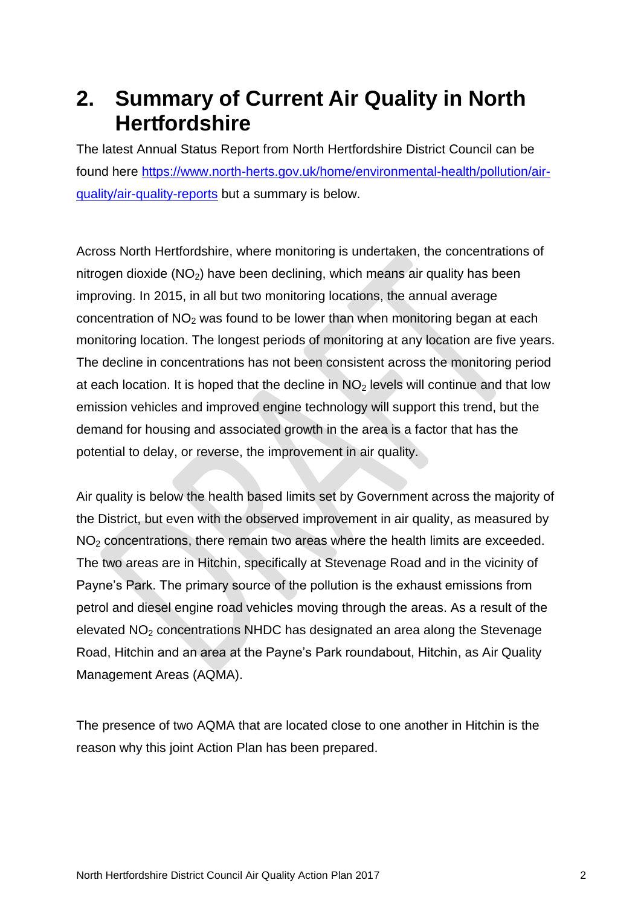# 2. Summary of Current Air Quality in North Hertfordshire

The latest Annual Status Report from North Hertfordshire District Council can be found here https://www.north-herts.gov.uk/home/environmental-health/pollution/air-quality/air-quality-reports but a summary is below.

Across North Hertfordshire, where monitoring is undertaken, the concentrations of nitrogen dioxide ($NO_2$) have been declining, which means air quality has been improving. In 2015, in all but two monitoring locations, the annual average concentration of $NO_2$ was found to be lower than when monitoring began at each monitoring location. The longest periods of monitoring at any location are five years. The decline in concentrations has not been consistent across the monitoring period at each location. It is hoped that the decline in $NO_2$ levels will continue and that low emission vehicles and improved engine technology will support this trend, but the demand for housing and associated growth in the area is a factor that has the potential to delay, or reverse, the improvement in air quality.

Air quality is below the health based limits set by Government across the majority of the District, but even with the observed improvement in air quality, as measured by $NO_2$ concentrations, there remain two areas where the health limits are exceeded. The two areas are in Hitchin, specifically at Stevenage Road and in the vicinity of Payne's Park. The primary source of the pollution is the exhaust emissions from petrol and diesel engine road vehicles moving through the areas. As a result of the elevated $NO_2$ concentrations NHDC has designated an area along the Stevenage Road, Hitchin and an area at the Payne's Park roundabout, Hitchin, as Air Quality Management Areas (AQMA).

The presence of two AQMA that are located close to one another in Hitchin is the reason why this joint Action Plan has been prepared.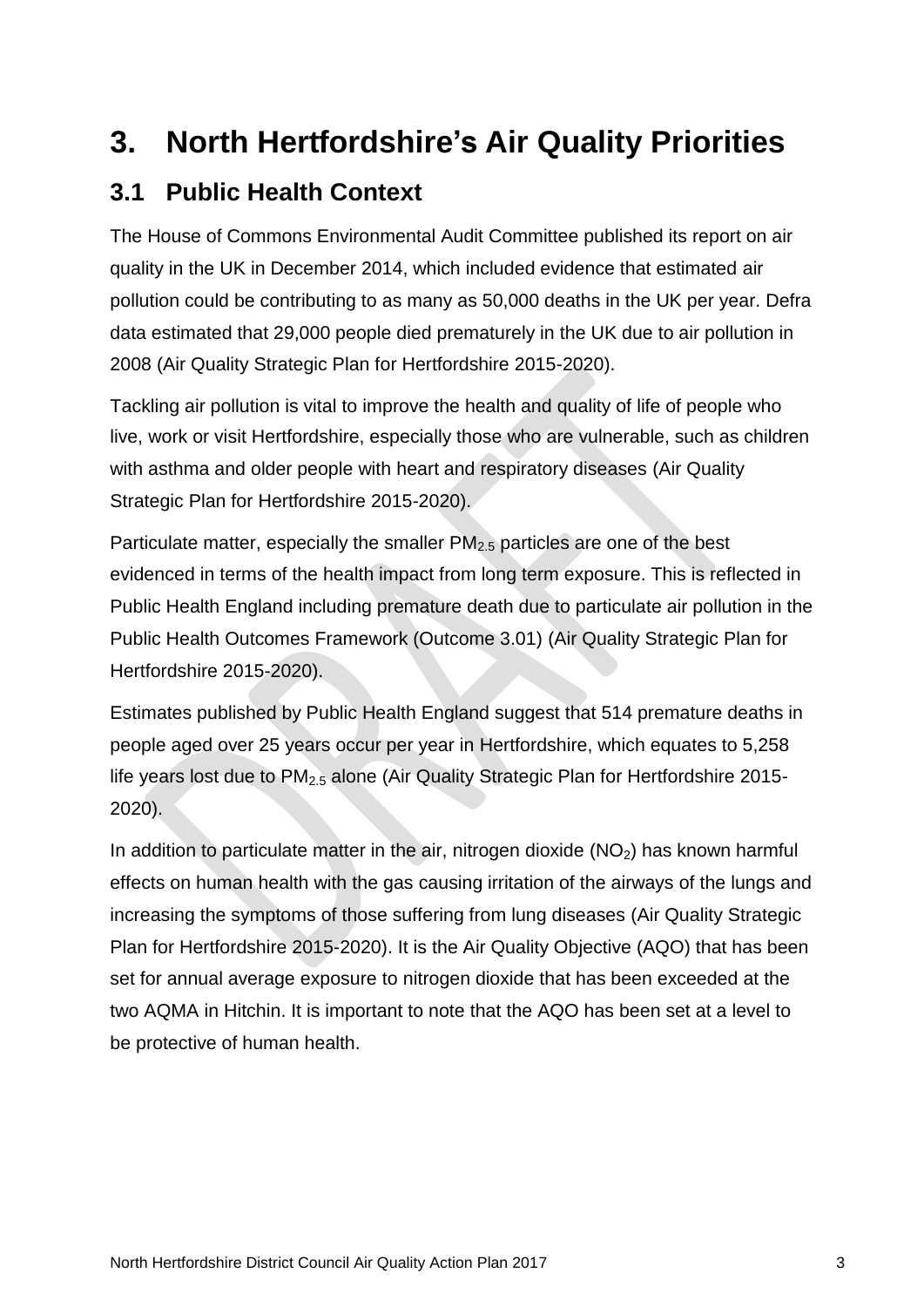# 3. North Hertfordshire's Air Quality Priorities

## 3.1 Public Health Context

The House of Commons Environmental Audit Committee published its report on air quality in the UK in December 2014, which included evidence that estimated air pollution could be contributing to as many as 50,000 deaths in the UK per year. Defra data estimated that 29,000 people died prematurely in the UK due to air pollution in 2008 (Air Quality Strategic Plan for Hertfordshire 2015-2020).

Tackling air pollution is vital to improve the health and quality of life of people who live, work or visit Hertfordshire, especially those who are vulnerable, such as children with asthma and older people with heart and respiratory diseases (Air Quality Strategic Plan for Hertfordshire 2015-2020).

Particulate matter, especially the smaller $PM_{2.5}$ particles are one of the best evidenced in terms of the health impact from long term exposure. This is reflected in Public Health England including premature death due to particulate air pollution in the Public Health Outcomes Framework (Outcome 3.01) (Air Quality Strategic Plan for Hertfordshire 2015-2020).

Estimates published by Public Health England suggest that 514 premature deaths in people aged over 25 years occur per year in Hertfordshire, which equates to 5,258 life years lost due to $PM_{2.5}$ alone (Air Quality Strategic Plan for Hertfordshire 2015-2020).

In addition to particulate matter in the air, nitrogen dioxide ($NO_2$) has known harmful effects on human health with the gas causing irritation of the airways of the lungs and increasing the symptoms of those suffering from lung diseases (Air Quality Strategic Plan for Hertfordshire 2015-2020). It is the Air Quality Objective (AQO) that has been set for annual average exposure to nitrogen dioxide that has been exceeded at the two AQMA in Hitchin. It is important to note that the AQO has been set at a level to be protective of human health.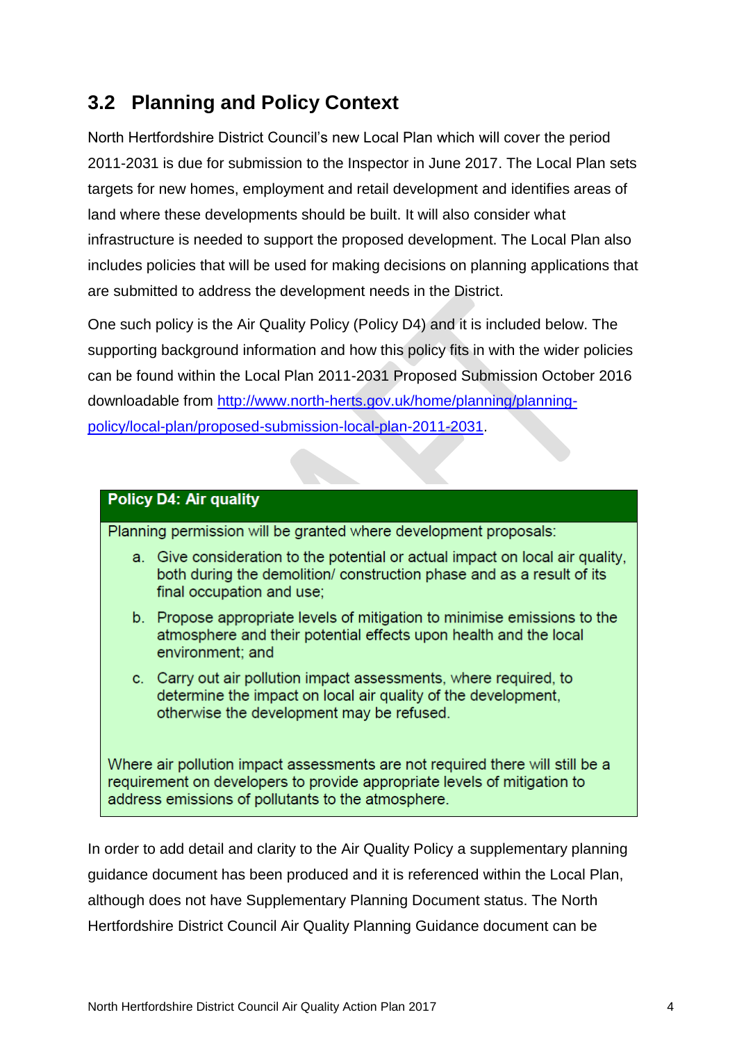## 3.2 Planning and Policy Context

North Hertfordshire District Council's new Local Plan which will cover the period 2011-2031 is due for submission to the Inspector in June 2017. The Local Plan sets targets for new homes, employment and retail development and identifies areas of land where these developments should be built. It will also consider what infrastructure is needed to support the proposed development. The Local Plan also includes policies that will be used for making decisions on planning applications that are submitted to address the development needs in the District.

One such policy is the Air Quality Policy (Policy D4) and it is included below. The supporting background information and how this policy fits in with the wider policies can be found within the Local Plan 2011-2031 Proposed Submission October 2016 downloadable from [http://www.north-herts.gov.uk/home/planning/planning-policy/local-plan/proposed-submission-local-plan-2011-2031](http://www.north-herts.gov.uk/home/planning/planning-policy/local-plan/proposed-submission-local-plan-2011-2031).

**Policy D4: Air quality**

Planning permission will be granted where development proposals:

a. Give consideration to the potential or actual impact on local air quality, both during the demolition/ construction phase and as a result of its final occupation and use;

b. Propose appropriate levels of mitigation to minimise emissions to the atmosphere and their potential effects upon health and the local environment; and

c. Carry out air pollution impact assessments, where required, to determine the impact on local air quality of the development, otherwise the development may be refused.

Where air pollution impact assessments are not required there will still be a requirement on developers to provide appropriate levels of mitigation to address emissions of pollutants to the atmosphere.

In order to add detail and clarity to the Air Quality Policy a supplementary planning guidance document has been produced and it is referenced within the Local Plan, although does not have Supplementary Planning Document status. The North Hertfordshire District Council Air Quality Planning Guidance document can be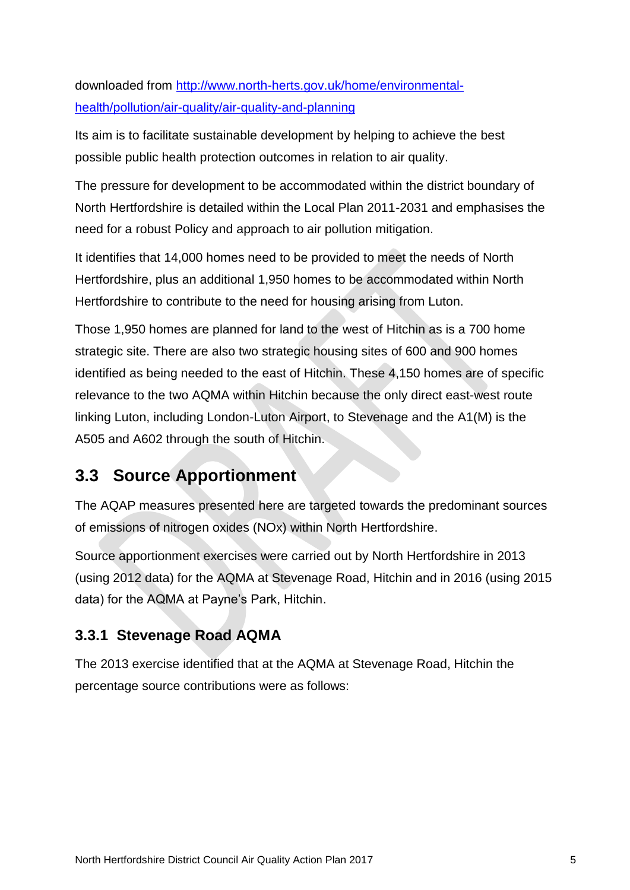downloaded from [http://www.north-herts.gov.uk/home/environmental-health/pollution/air-quality/air-quality-and-planning](http://www.north-herts.gov.uk/home/environmental-health/pollution/air-quality/air-quality-and-planning)

Its aim is to facilitate sustainable development by helping to achieve the best possible public health protection outcomes in relation to air quality.

The pressure for development to be accommodated within the district boundary of North Hertfordshire is detailed within the Local Plan 2011-2031 and emphasises the need for a robust Policy and approach to air pollution mitigation.

It identifies that 14,000 homes need to be provided to meet the needs of North Hertfordshire, plus an additional 1,950 homes to be accommodated within North Hertfordshire to contribute to the need for housing arising from Luton.

Those 1,950 homes are planned for land to the west of Hitchin as is a 700 home strategic site. There are also two strategic housing sites of 600 and 900 homes identified as being needed to the east of Hitchin. These 4,150 homes are of specific relevance to the two AQMA within Hitchin because the only direct east-west route linking Luton, including London-Luton Airport, to Stevenage and the A1(M) is the A505 and A602 through the south of Hitchin.

## 3.3 Source Apportionment

The AQAP measures presented here are targeted towards the predominant sources of emissions of nitrogen oxides (NOx) within North Hertfordshire.

Source apportionment exercises were carried out by North Hertfordshire in 2013 (using 2012 data) for the AQMA at Stevenage Road, Hitchin and in 2016 (using 2015 data) for the AQMA at Payne's Park, Hitchin.

### 3.3.1 Stevenage Road AQMA

The 2013 exercise identified that at the AQMA at Stevenage Road, Hitchin the percentage source contributions were as follows: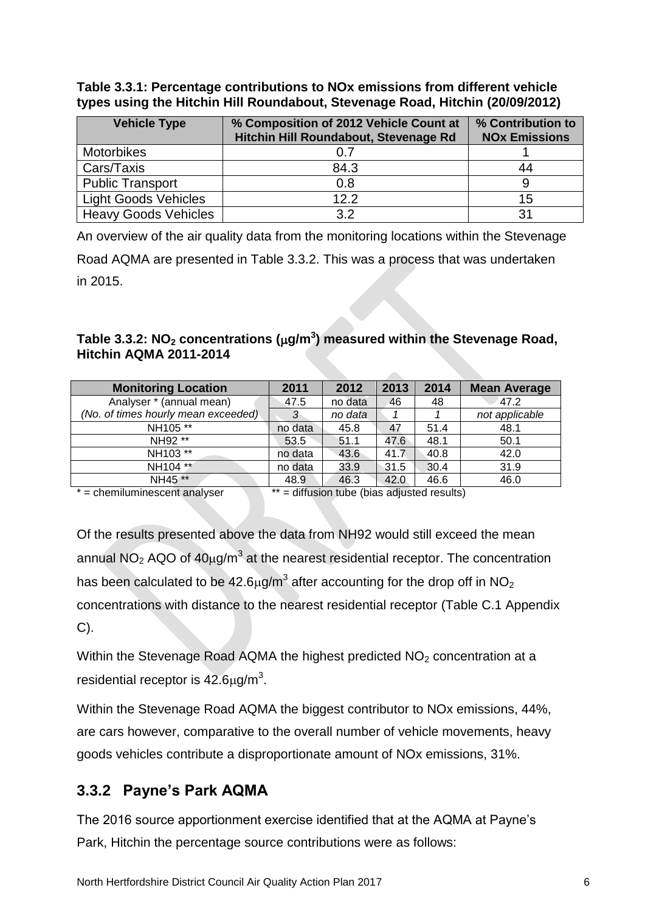**Table 3.3.1: Percentage contributions to NOx emissions from different vehicle types using the Hitchin Hill Roundabout, Stevenage Road, Hitchin (20/09/2012)**

| Vehicle Type | % Composition of 2012 Vehicle Count at Hitchin Hill Roundabout, Stevenage Rd | % Contribution to NOx Emissions |
|---|---|---|
| Motorbikes | 0.7 | 1 |
| Cars/Taxis | 84.3 | 44 |
| Public Transport | 0.8 | 9 |
| Light Goods Vehicles | 12.2 | 15 |
| Heavy Goods Vehicles | 3.2 | 31 |

An overview of the air quality data from the monitoring locations within the Stevenage Road AQMA are presented in Table 3.3.2. This was a process that was undertaken in 2015.

**Table 3.3.2: $NO_2$ concentrations ($\mu g/m^3$) measured within the Stevenage Road, Hitchin AQMA 2011-2014**

| Monitoring Location | 2011 | 2012 | 2013 | 2014 | Mean Average |
|---|---|---|---|---|---|
| Analyser * (annual mean) | 47.5 | no data | 46 | 48 | 47.2 |
| *(No. of times hourly mean exceeded)* | *3* | *no data* | *1* | *1* | *not applicable* |
| NH105 ** | no data | 45.8 | 47 | 51.4 | 48.1 |
| NH92 ** | 53.5 | 51.1 | 47.6 | 48.1 | 50.1 |
| NH103 ** | no data | 43.6 | 41.7 | 40.8 | 42.0 |
| NH104 ** | no data | 33.9 | 31.5 | 30.4 | 31.9 |
| NH45 ** | 48.9 | 46.3 | 42.0 | 46.6 | 46.0 |

* = chemiluminescent analyser ** = diffusion tube (bias adjusted results)

Of the results presented above the data from NH92 would still exceed the mean annual $NO_2$ AQO of $40\mu g/m^3$ at the nearest residential receptor. The concentration has been calculated to be $42.6\mu g/m^3$ after accounting for the drop off in $NO_2$ concentrations with distance to the nearest residential receptor (Table C.1 Appendix C).

Within the Stevenage Road AQMA the highest predicted $NO_2$ concentration at a residential receptor is $42.6\mu g/m^3$.

Within the Stevenage Road AQMA the biggest contributor to NOx emissions, 44%, are cars however, comparative to the overall number of vehicle movements, heavy goods vehicles contribute a disproportionate amount of NOx emissions, 31%.

### 3.3.2 Payne's Park AQMA

The 2016 source apportionment exercise identified that at the AQMA at Payne's Park, Hitchin the percentage source contributions were as follows: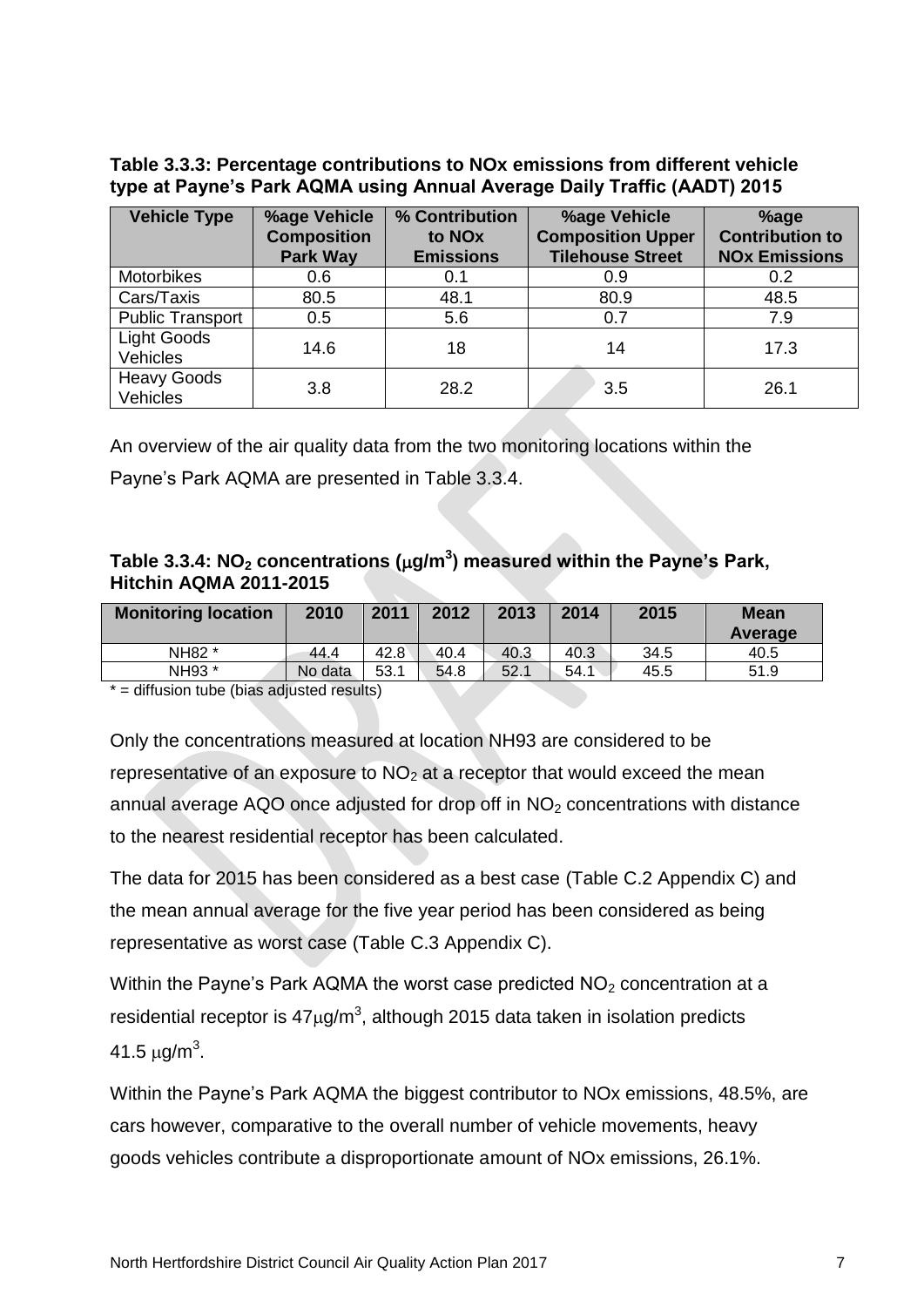**Table 3.3.3: Percentage contributions to NOx emissions from different vehicle type at Payne's Park AQMA using Annual Average Daily Traffic (AADT) 2015**

| Vehicle Type | %age Vehicle Composition Park Way | % Contribution to NOx Emissions | %age Vehicle Composition Upper Tilehouse Street | %age Contribution to NOx Emissions |
|---|---|---|---|---|
| Motorbikes | 0.6 | 0.1 | 0.9 | 0.2 |
| Cars/Taxis | 80.5 | 48.1 | 80.9 | 48.5 |
| Public Transport | 0.5 | 5.6 | 0.7 | 7.9 |
| Light Goods Vehicles | 14.6 | 18 | 14 | 17.3 |
| Heavy Goods Vehicles | 3.8 | 28.2 | 3.5 | 26.1 |

An overview of the air quality data from the two monitoring locations within the Payne's Park AQMA are presented in Table 3.3.4.

**Table 3.3.4: $NO_2$ concentrations ($\mu g/m^3$) measured within the Payne's Park, Hitchin AQMA 2011-2015**

| Monitoring location | 2010 | 2011 | 2012 | 2013 | 2014 | 2015 | Mean Average |
|---|---|---|---|---|---|---|---|
| NH82 * | 44.4 | 42.8 | 40.4 | 40.3 | 40.3 | 34.5 | 40.5 |
| NH93 * | No data | 53.1 | 54.8 | 52.1 | 54.1 | 45.5 | 51.9 |

* = diffusion tube (bias adjusted results)

Only the concentrations measured at location NH93 are considered to be representative of an exposure to $NO_2$ at a receptor that would exceed the mean annual average AQO once adjusted for drop off in $NO_2$ concentrations with distance to the nearest residential receptor has been calculated.

The data for 2015 has been considered as a best case (Table C.2 Appendix C) and the mean annual average for the five year period has been considered as being representative as worst case (Table C.3 Appendix C).

Within the Payne's Park AQMA the worst case predicted $NO_2$ concentration at a residential receptor is $47\mu g/m^3$, although 2015 data taken in isolation predicts $41.5\ \mu g/m^3$.

Within the Payne's Park AQMA the biggest contributor to NOx emissions, 48.5%, are cars however, comparative to the overall number of vehicle movements, heavy goods vehicles contribute a disproportionate amount of NOx emissions, 26.1%.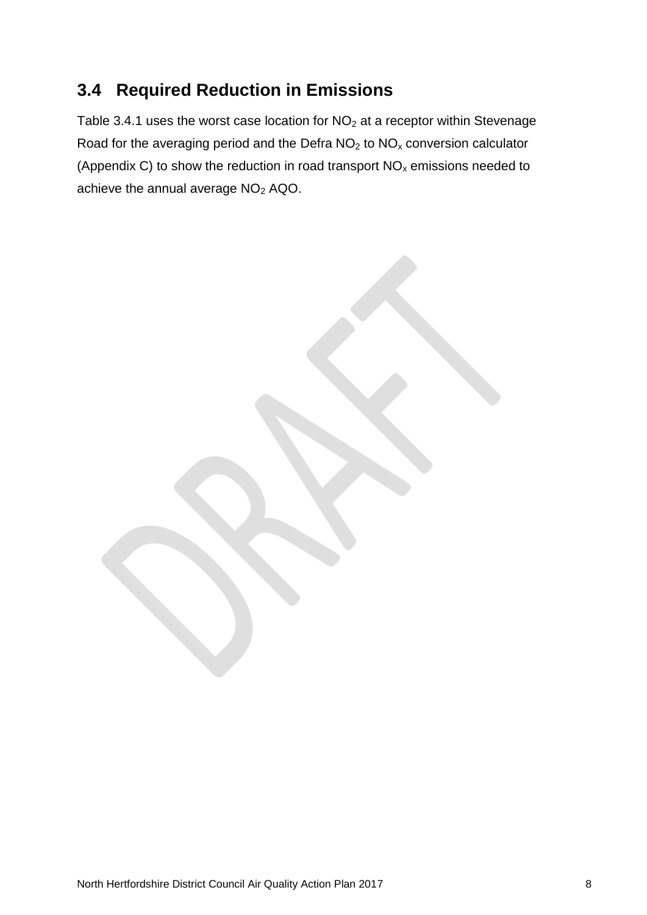## 3.4 Required Reduction in Emissions

Table 3.4.1 uses the worst case location for $NO_2$ at a receptor within Stevenage Road for the averaging period and the Defra $NO_2$ to $NO_x$ conversion calculator (Appendix C) to show the reduction in road transport $NO_x$ emissions needed to achieve the annual average $NO_2$ AQO.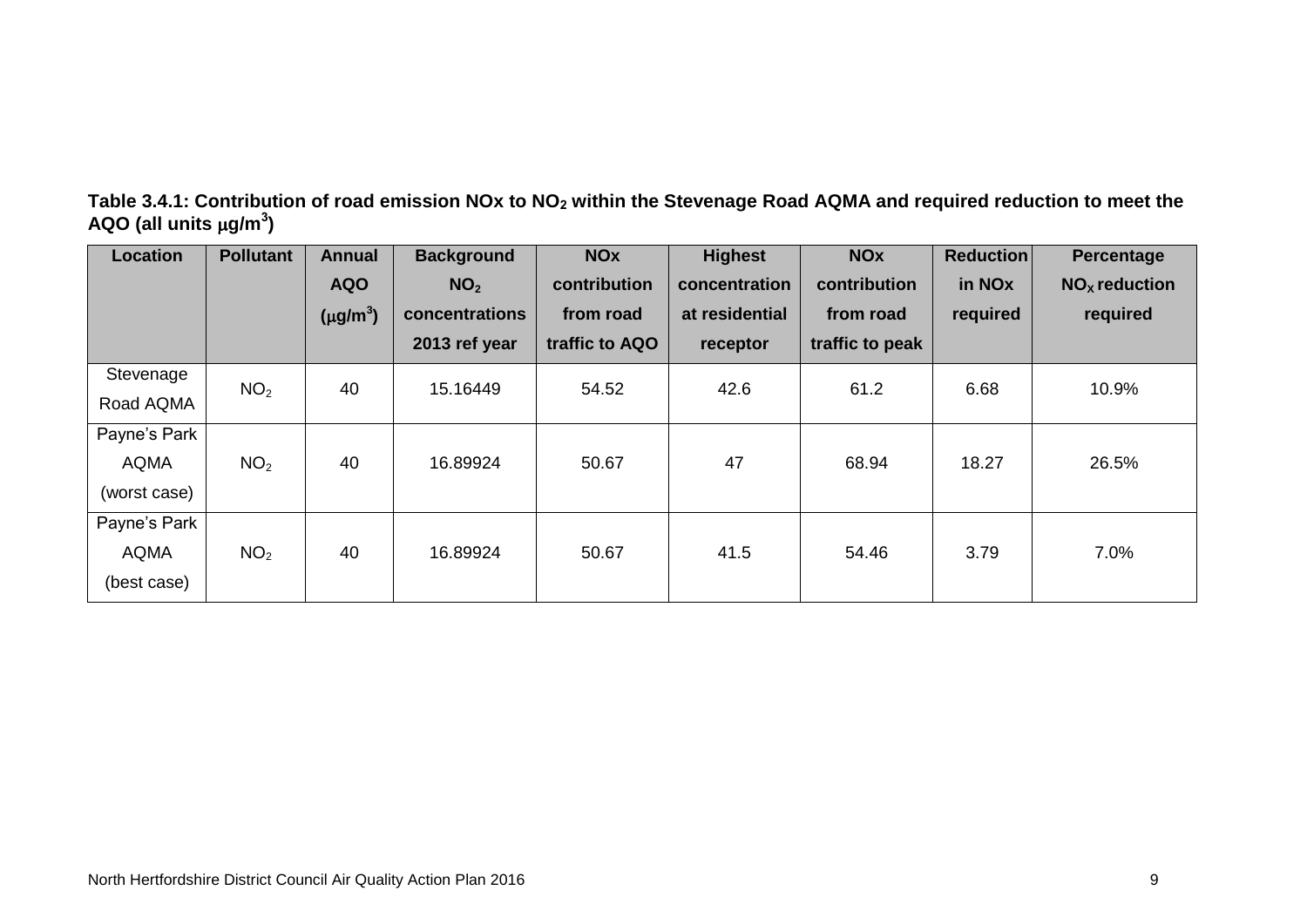**Table 3.4.1: Contribution of road emission NOx to $NO_2$ within the Stevenage Road AQMA and required reduction to meet the AQO (all units $\mu g/m^3$)**

| Location | Pollutant | Annual AQO ($\mu g/m^3$) | Background $NO_2$ concentrations 2013 ref year | NOx contribution from road traffic to AQO | Highest concentration at residential receptor | NOx contribution from road traffic to peak | Reduction in NOx required | Percentage $NO_X$ reduction required |
|---|---|---|---|---|---|---|---|---|
| Stevenage Road AQMA | $NO_2$ | 40 | 15.16449 | 54.52 | 42.6 | 61.2 | 6.68 | 10.9% |
| Payne's Park AQMA (worst case) | $NO_2$ | 40 | 16.89924 | 50.67 | 47 | 68.94 | 18.27 | 26.5% |
| Payne's Park AQMA (best case) | $NO_2$ | 40 | 16.89924 | 50.67 | 41.5 | 54.46 | 3.79 | 7.0% |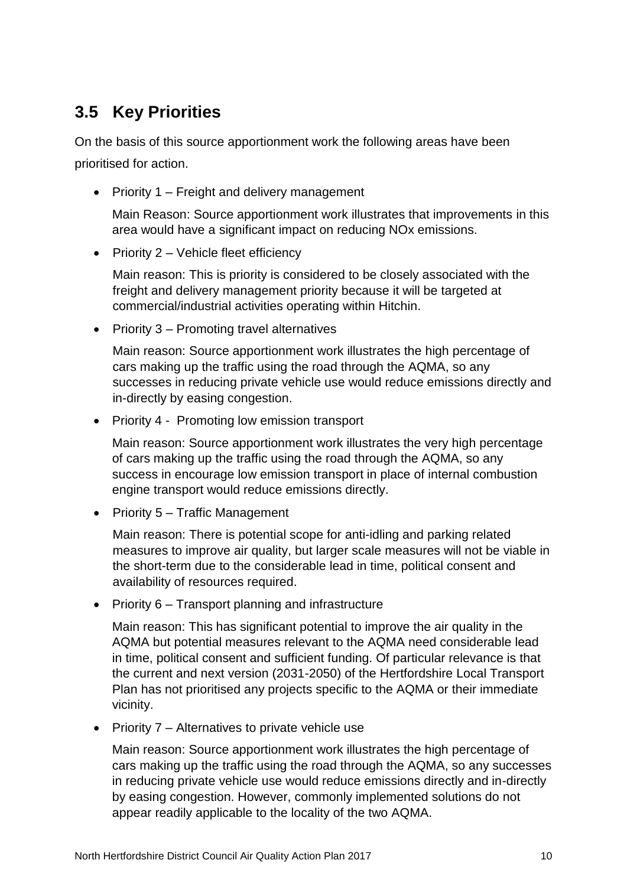## 3.5 Key Priorities

On the basis of this source apportionment work the following areas have been prioritised for action.

- Priority 1 – Freight and delivery management

  Main Reason: Source apportionment work illustrates that improvements in this area would have a significant impact on reducing NOx emissions.

- Priority 2 – Vehicle fleet efficiency

  Main reason: This is priority is considered to be closely associated with the freight and delivery management priority because it will be targeted at commercial/industrial activities operating within Hitchin.

- Priority 3 – Promoting travel alternatives

  Main reason: Source apportionment work illustrates the high percentage of cars making up the traffic using the road through the AQMA, so any successes in reducing private vehicle use would reduce emissions directly and in-directly by easing congestion.

- Priority 4 - Promoting low emission transport

  Main reason: Source apportionment work illustrates the very high percentage of cars making up the traffic using the road through the AQMA, so any success in encourage low emission transport in place of internal combustion engine transport would reduce emissions directly.

- Priority 5 – Traffic Management

  Main reason: There is potential scope for anti-idling and parking related measures to improve air quality, but larger scale measures will not be viable in the short-term due to the considerable lead in time, political consent and availability of resources required.

- Priority 6 – Transport planning and infrastructure

  Main reason: This has significant potential to improve the air quality in the AQMA but potential measures relevant to the AQMA need considerable lead in time, political consent and sufficient funding. Of particular relevance is that the current and next version (2031-2050) of the Hertfordshire Local Transport Plan has not prioritised any projects specific to the AQMA or their immediate vicinity.

- Priority 7 – Alternatives to private vehicle use

  Main reason: Source apportionment work illustrates the high percentage of cars making up the traffic using the road through the AQMA, so any successes in reducing private vehicle use would reduce emissions directly and in-directly by easing congestion. However, commonly implemented solutions do not appear readily applicable to the locality of the two AQMA.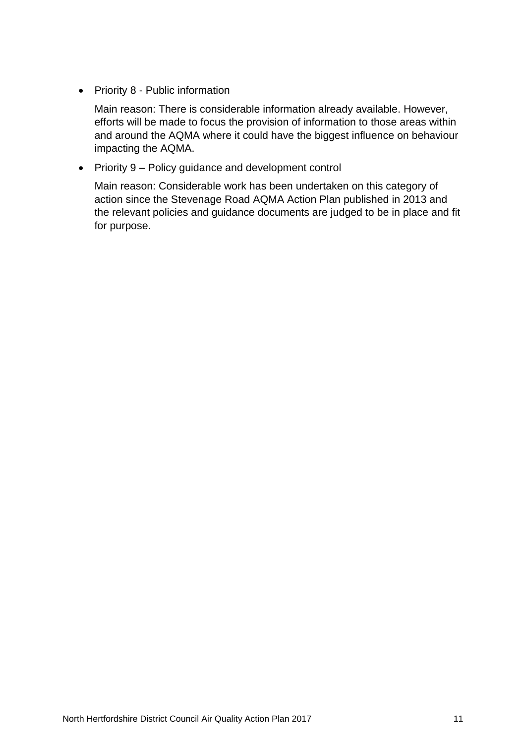- Priority 8 - Public information

  Main reason: There is considerable information already available. However, efforts will be made to focus the provision of information to those areas within and around the AQMA where it could have the biggest influence on behaviour impacting the AQMA.

- Priority 9 – Policy guidance and development control

  Main reason: Considerable work has been undertaken on this category of action since the Stevenage Road AQMA Action Plan published in 2013 and the relevant policies and guidance documents are judged to be in place and fit for purpose.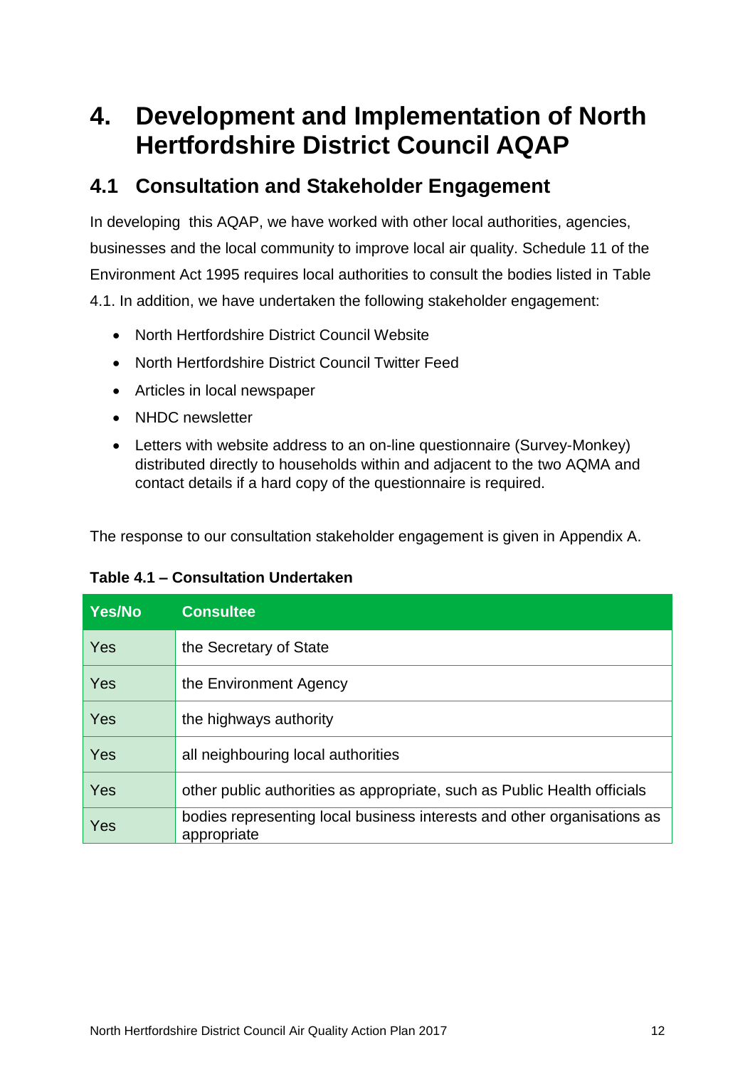# 4. Development and Implementation of North Hertfordshire District Council AQAP

## 4.1 Consultation and Stakeholder Engagement

In developing this AQAP, we have worked with other local authorities, agencies, businesses and the local community to improve local air quality. Schedule 11 of the Environment Act 1995 requires local authorities to consult the bodies listed in Table 4.1. In addition, we have undertaken the following stakeholder engagement:

- North Hertfordshire District Council Website
- North Hertfordshire District Council Twitter Feed
- Articles in local newspaper
- NHDC newsletter
- Letters with website address to an on-line questionnaire (Survey-Monkey) distributed directly to households within and adjacent to the two AQMA and contact details if a hard copy of the questionnaire is required.

The response to our consultation stakeholder engagement is given in Appendix A.

**Table 4.1 – Consultation Undertaken**

| Yes/No | Consultee |
|---|---|
| Yes | the Secretary of State |
| Yes | the Environment Agency |
| Yes | the highways authority |
| Yes | all neighbouring local authorities |
| Yes | other public authorities as appropriate, such as Public Health officials |
| Yes | bodies representing local business interests and other organisations as appropriate |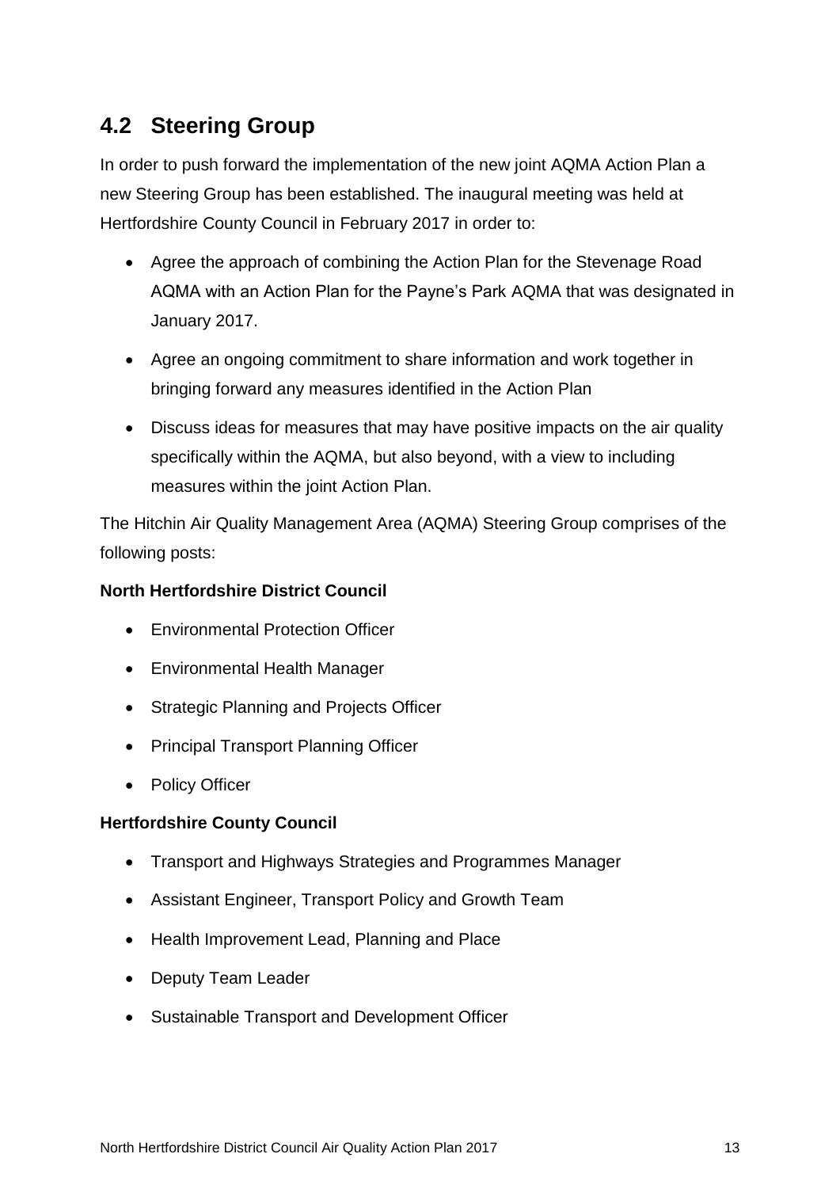## 4.2 Steering Group

In order to push forward the implementation of the new joint AQMA Action Plan a new Steering Group has been established. The inaugural meeting was held at Hertfordshire County Council in February 2017 in order to:

- Agree the approach of combining the Action Plan for the Stevenage Road AQMA with an Action Plan for the Payne's Park AQMA that was designated in January 2017.
- Agree an ongoing commitment to share information and work together in bringing forward any measures identified in the Action Plan
- Discuss ideas for measures that may have positive impacts on the air quality specifically within the AQMA, but also beyond, with a view to including measures within the joint Action Plan.

The Hitchin Air Quality Management Area (AQMA) Steering Group comprises of the following posts:

**North Hertfordshire District Council**

- Environmental Protection Officer
- Environmental Health Manager
- Strategic Planning and Projects Officer
- Principal Transport Planning Officer
- Policy Officer

**Hertfordshire County Council**

- Transport and Highways Strategies and Programmes Manager
- Assistant Engineer, Transport Policy and Growth Team
- Health Improvement Lead, Planning and Place
- Deputy Team Leader
- Sustainable Transport and Development Officer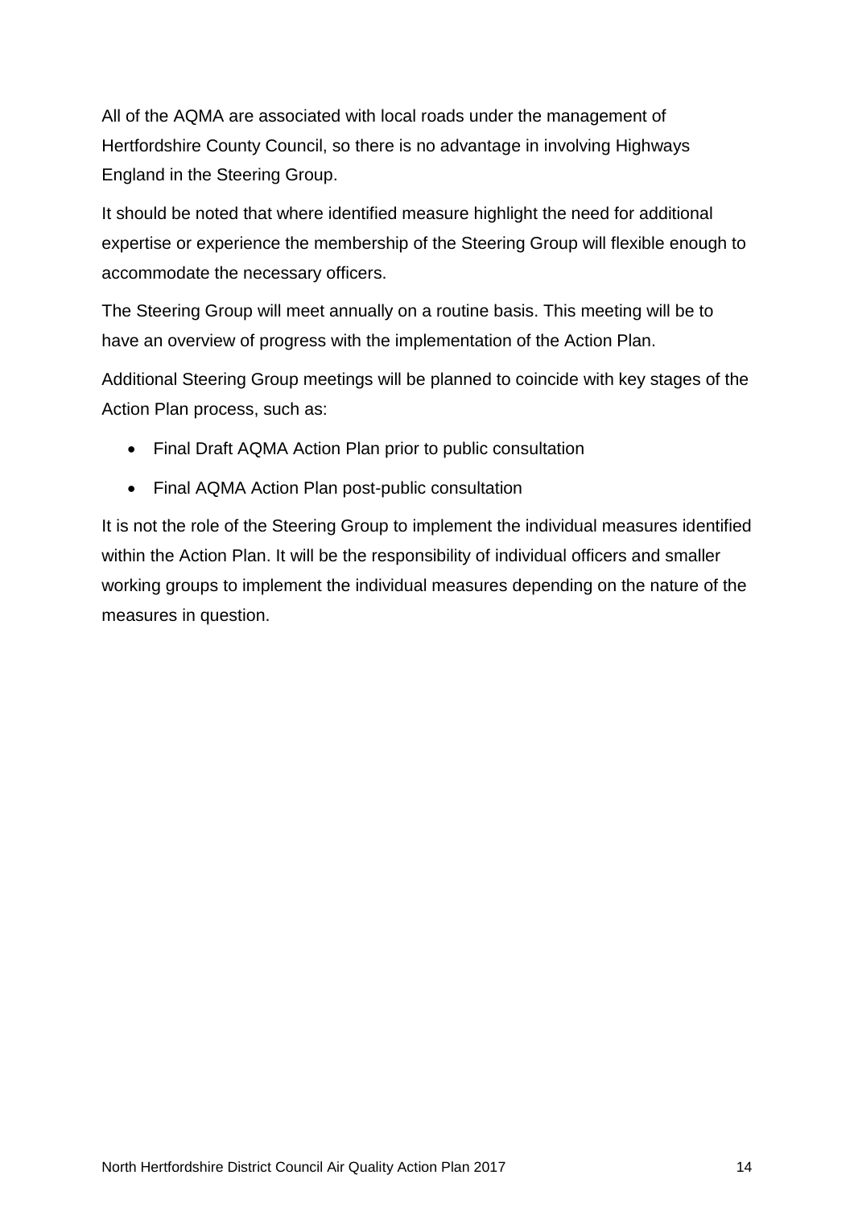All of the AQMA are associated with local roads under the management of Hertfordshire County Council, so there is no advantage in involving Highways England in the Steering Group.

It should be noted that where identified measure highlight the need for additional expertise or experience the membership of the Steering Group will flexible enough to accommodate the necessary officers.

The Steering Group will meet annually on a routine basis. This meeting will be to have an overview of progress with the implementation of the Action Plan.

Additional Steering Group meetings will be planned to coincide with key stages of the Action Plan process, such as:

- Final Draft AQMA Action Plan prior to public consultation
- Final AQMA Action Plan post-public consultation

It is not the role of the Steering Group to implement the individual measures identified within the Action Plan. It will be the responsibility of individual officers and smaller working groups to implement the individual measures depending on the nature of the measures in question.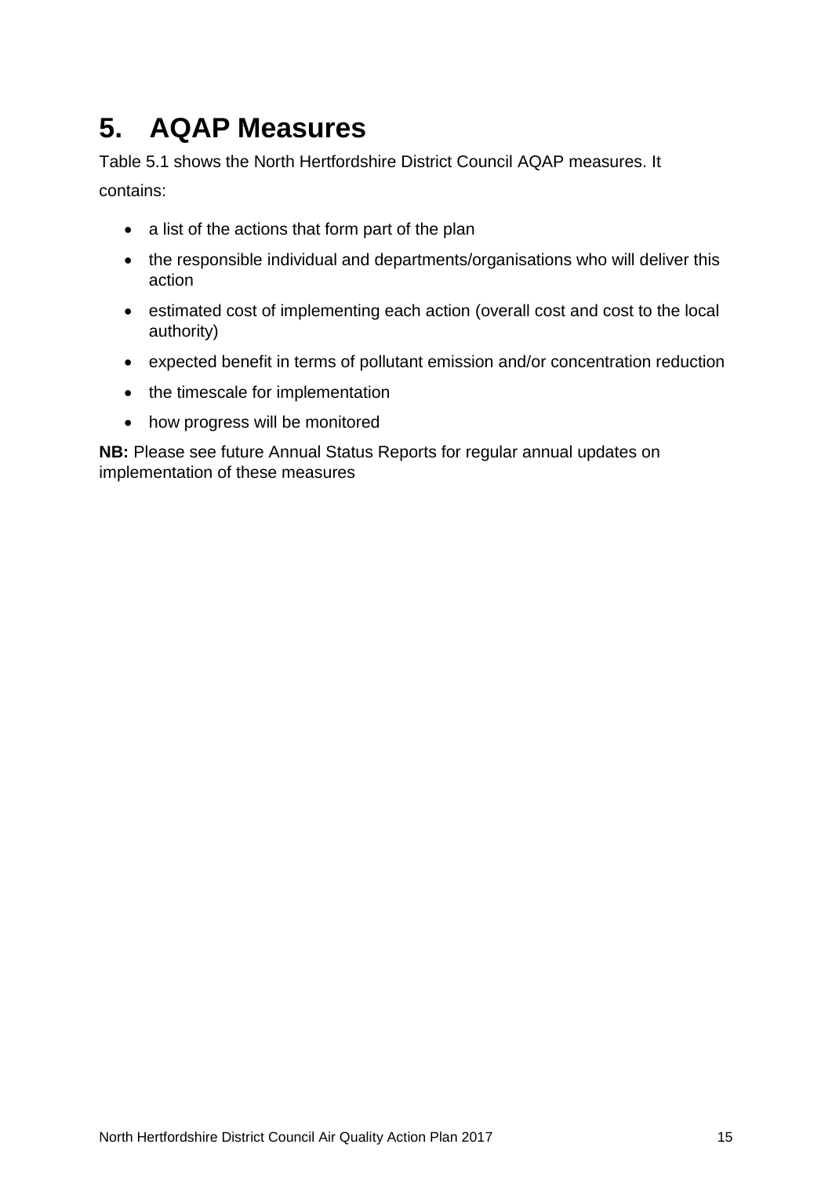# 5. AQAP Measures

Table 5.1 shows the North Hertfordshire District Council AQAP measures. It contains:

- a list of the actions that form part of the plan
- the responsible individual and departments/organisations who will deliver this action
- estimated cost of implementing each action (overall cost and cost to the local authority)
- expected benefit in terms of pollutant emission and/or concentration reduction
- the timescale for implementation
- how progress will be monitored

**NB:** Please see future Annual Status Reports for regular annual updates on implementation of these measures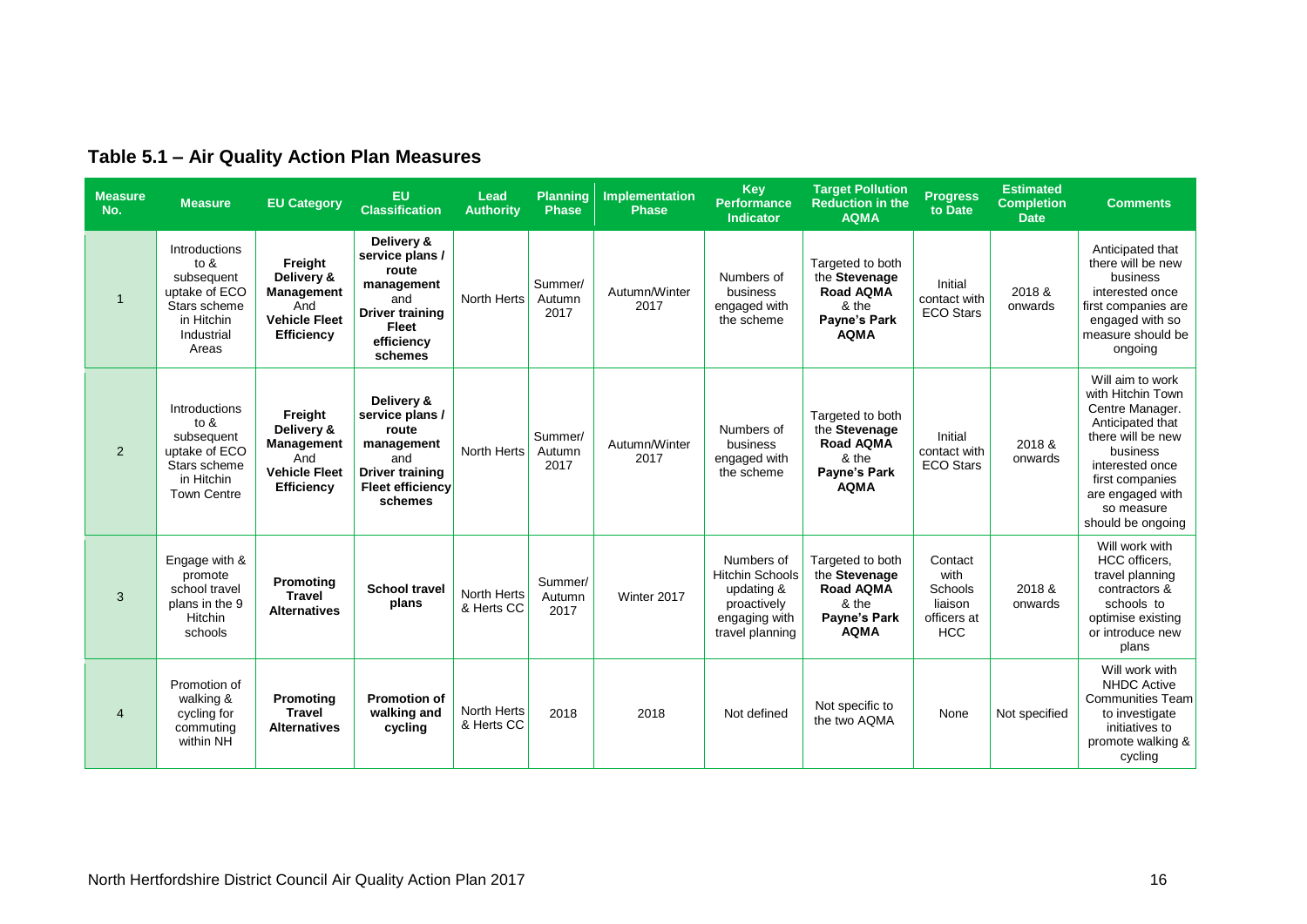## Table 5.1 – Air Quality Action Plan Measures

| Measure No. | Measure | EU Category | EU Classification | Lead Authority | Planning Phase | Implementation Phase | Key Performance Indicator | Target Pollution Reduction in the AQMA | Progress to Date | Estimated Completion Date | Comments |
|---|---|---|---|---|---|---|---|---|---|---|---|
| 1 | Introductions to & subsequent uptake of ECO Stars scheme in Hitchin Industrial Areas | **Freight Delivery & Management** And **Vehicle Fleet Efficiency** | **Delivery & service plans / route management** and **Driver training Fleet efficiency schemes** | North Herts | Summer/ Autumn 2017 | Autumn/Winter 2017 | Numbers of business engaged with the scheme | Targeted to both the **Stevenage Road AQMA** & the **Payne's Park AQMA** | Initial contact with ECO Stars | 2018 & onwards | Anticipated that there will be new business interested once first companies are engaged with so measure should be ongoing |
| 2 | Introductions to & subsequent uptake of ECO Stars scheme in Hitchin Town Centre | **Freight Delivery & Management** And **Vehicle Fleet Efficiency** | **Delivery & service plans / route management** and **Driver training Fleet efficiency schemes** | North Herts | Summer/ Autumn 2017 | Autumn/Winter 2017 | Numbers of business engaged with the scheme | Targeted to both the **Stevenage Road AQMA** & the **Payne's Park AQMA** | Initial contact with ECO Stars | 2018 & onwards | Will aim to work with Hitchin Town Centre Manager. Anticipated that there will be new business interested once first companies are engaged with so measure should be ongoing |
| 3 | Engage with & promote school travel plans in the 9 Hitchin schools | **Promoting Travel Alternatives** | **School travel plans** | North Herts & Herts CC | Summer/ Autumn 2017 | Winter 2017 | Numbers of Hitchin Schools updating & proactively engaging with travel planning | Targeted to both the **Stevenage Road AQMA** & the **Payne's Park AQMA** | Contact with Schools liaison officers at HCC | 2018 & onwards | Will work with HCC officers, travel planning contractors & schools to optimise existing or introduce new plans |
| 4 | Promotion of walking & cycling for commuting within NH | **Promoting Travel Alternatives** | **Promotion of walking and cycling** | North Herts & Herts CC | 2018 | 2018 | Not defined | Not specific to the two AQMA | None | Not specified | Will work with NHDC Active Communities Team to investigate initiatives to promote walking & cycling |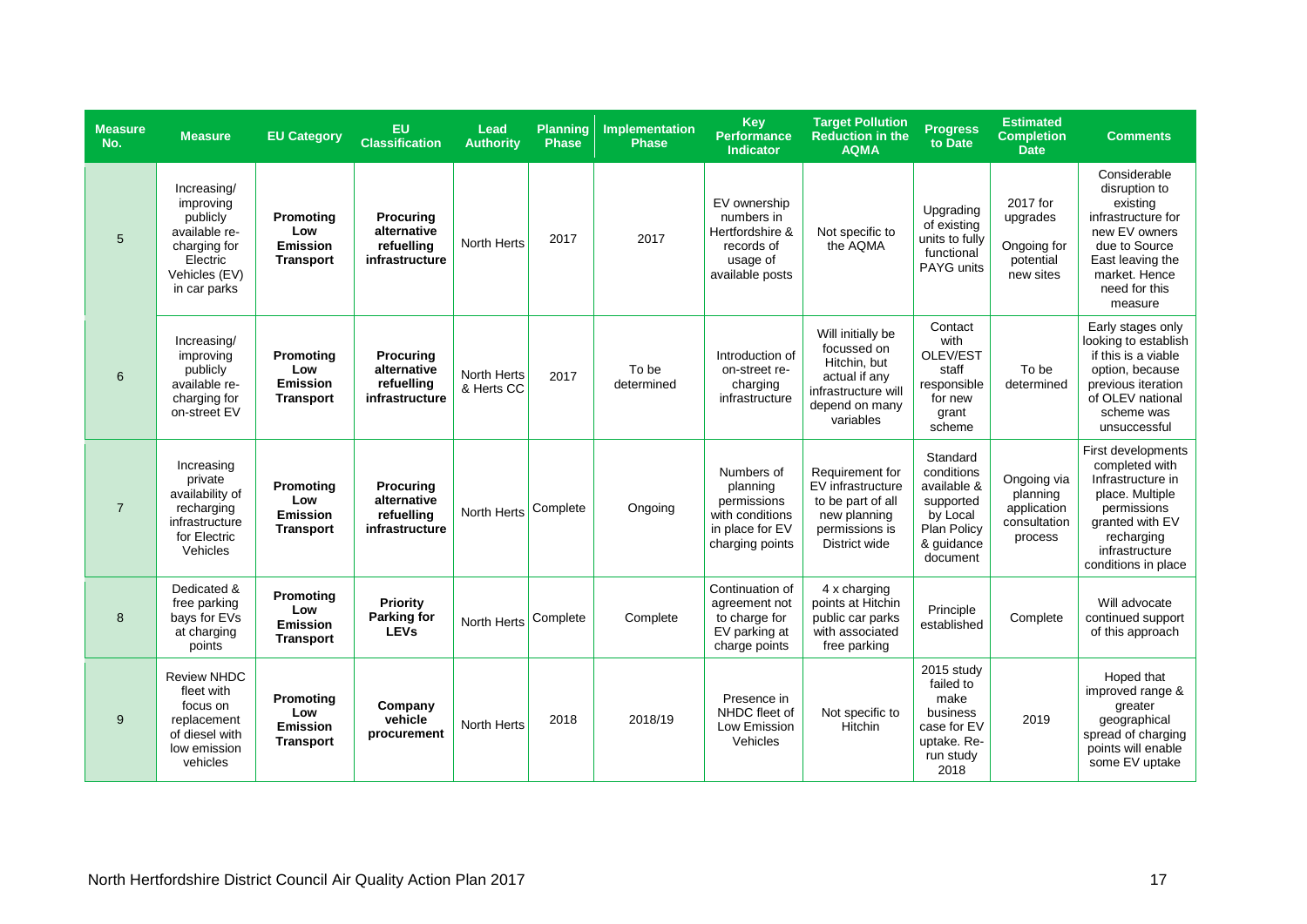| Measure No. | Measure | EU Category | EU Classification | Lead Authority | Planning Phase | Implementation Phase | Key Performance Indicator | Target Pollution Reduction in the AQMA | Progress to Date | Estimated Completion Date | Comments |
|---|---|---|---|---|---|---|---|---|---|---|---|
| 5 | Increasing/ improving publicly available re-charging for Electric Vehicles (EV) in car parks | **Promoting Low Emission Transport** | **Procuring alternative refuelling infrastructure** | North Herts | 2017 | 2017 | EV ownership numbers in Hertfordshire & records of usage of available posts | Not specific to the AQMA | Upgrading of existing units to fully functional PAYG units | 2017 for upgrades<br><br>Ongoing for potential new sites | Considerable disruption to existing infrastructure for new EV owners due to Source East leaving the market. Hence need for this measure |
| 6 | Increasing/ improving publicly available re-charging for on-street EV | **Promoting Low Emission Transport** | **Procuring alternative refuelling infrastructure** | North Herts & Herts CC | 2017 | To be determined | Introduction of on-street re-charging infrastructure | Will initially be focussed on Hitchin, but actual if any infrastructure will depend on many variables | Contact with OLEV/EST staff responsible for new grant scheme | To be determined | Early stages only looking to establish if this is a viable option, because previous iteration of OLEV national scheme was unsuccessful |
| 7 | Increasing private availability of recharging infrastructure for Electric Vehicles | **Promoting Low Emission Transport** | **Procuring alternative refuelling infrastructure** | North Herts | Complete | Ongoing | Numbers of planning permissions with conditions in place for EV charging points | Requirement for EV infrastructure to be part of all new planning permissions is District wide | Standard conditions available & supported by Local Plan Policy & guidance document | Ongoing via planning application consultation process | First developments completed with Infrastructure in place. Multiple planning permissions granted with EV recharging infrastructure conditions in place |
| 8 | Dedicated & free parking bays for EVs at charging points | **Promoting Low Emission Transport** | **Priority Parking for LEVs** | North Herts | Complete | Complete | Continuation of agreement not to charge for EV parking at charge points | 4 x charging points at Hitchin public car parks with associated free parking | Principle established | Complete | Will advocate continued support of this approach |
| 9 | Review NHDC fleet with focus on replacement of diesel with low emission vehicles | **Promoting Low Emission Transport** | **Company vehicle procurement** | North Herts | 2018 | 2018/19 | Presence in NHDC fleet of Low Emission Vehicles | Not specific to Hitchin | 2015 study failed to make business case for EV uptake. Re-run study 2018 | 2019 | Hoped that improved range & greater geographical spread of charging points will enable some EV uptake |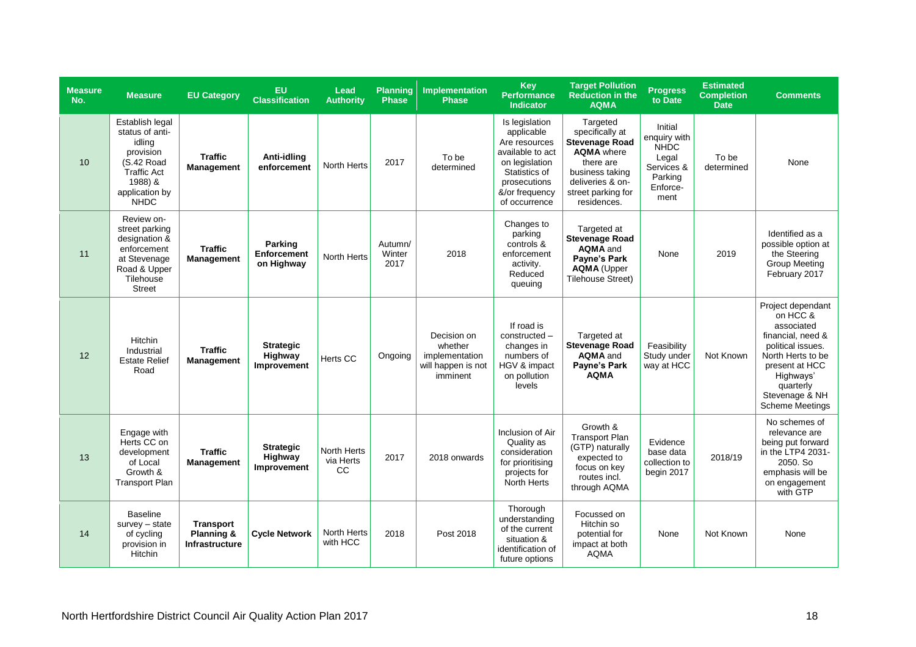| Measure No. | Measure | EU Category | EU Classification | Lead Authority | Planning Phase | Implementation Phase | Key Performance Indicator | Target Pollution Reduction in the AQMA | Progress to Date | Estimated Completion Date | Comments |
|---|---|---|---|---|---|---|---|---|---|---|---|
| 10 | Establish legal status of anti-idling provision (S.42 Road Traffic Act 1988) & application by NHDC | **Traffic Management** | **Anti-idling enforcement** | North Herts | 2017 | To be determined | Is legislation applicable Are resources available to act on legislation Statistics of prosecutions &/or frequency of occurrence | Targeted specifically at **Stevenage Road AQMA** where there are business taking deliveries & on-street parking for residences. | Initial enquiry with NHDC Legal Services & Parking Enforce-ment | To be determined | None |
| 11 | Review on-street parking designation & enforcement at Stevenage Road & Upper Tilehouse Street | **Traffic Management** | **Parking Enforcement on Highway** | North Herts | Autumn/ Winter 2017 | 2018 | Changes to parking controls & enforcement activity. Reduced queuing | Targeted at **Stevenage Road AQMA** and **Payne's Park AQMA** (Upper Tilehouse Street) | None | 2019 | Identified as a possible option at the Steering Group Meeting February 2017 |
| 12 | Hitchin Industrial Estate Relief Road | **Traffic Management** | **Strategic Highway Improvement** | Herts CC | Ongoing | Decision on whether implementation will happen is not imminent | If road is constructed – changes in numbers of HGV & impact on pollution levels | Targeted at **Stevenage Road AQMA** and **Payne's Park AQMA** | Feasibility Study under way at HCC | Not Known | Project dependant on HCC & associated financial, need & political issues. North Herts to be present at HCC Highways' quarterly Stevenage & NH Scheme Meetings |
| 13 | Engage with Herts CC on development of Local Growth & Transport Plan | **Traffic Management** | **Strategic Highway Improvement** | North Herts via Herts CC | 2017 | 2018 onwards | Inclusion of Air Quality as consideration for prioritising projects for North Herts | Growth & Transport Plan (GTP) naturally expected to focus on key routes incl. through AQMA | Evidence base data collection to begin 2017 | 2018/19 | No schemes of relevance are being put forward in the LTP4 2031-2050. So emphasis will be on engagement with GTP |
| 14 | Baseline survey – state of cycling provision in Hitchin | **Transport Planning & Infrastructure** | **Cycle Network** | North Herts with HCC | 2018 | Post 2018 | Thorough understanding of the current situation & identification of future options | Focussed on Hitchin so potential for impact at both AQMA | None | Not Known | None |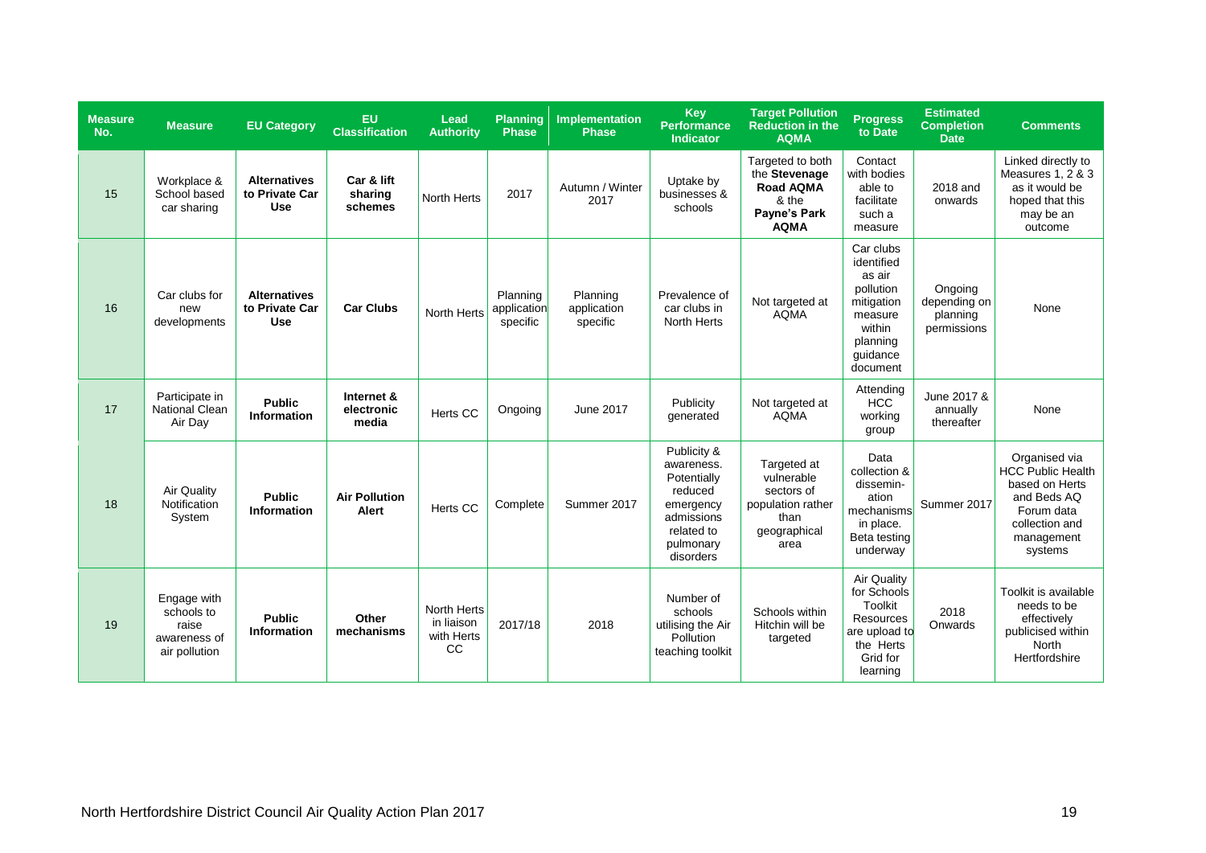| Measure No. | Measure | EU Category | EU Classification | Lead Authority | Planning Phase | Implementation Phase | Key Performance Indicator | Target Pollution Reduction in the AQMA | Progress to Date | Estimated Completion Date | Comments |
|---|---|---|---|---|---|---|---|---|---|---|---|
| 15 | Workplace & School based car sharing | **Alternatives to Private Car Use** | **Car & lift sharing schemes** | North Herts | 2017 | Autumn / Winter 2017 | Uptake by businesses & schools | Targeted to both the **Stevenage Road AQMA** & the **Payne's Park AQMA** | Contact with bodies able to facilitate such a measure | 2018 and onwards | Linked directly to Measures 1, 2 & 3 as it would be hoped that this may be an outcome |
| 16 | Car clubs for new developments | **Alternatives to Private Car Use** | **Car Clubs** | North Herts | Planning application specific | Planning application specific | Prevalence of car clubs in North Herts | Not targeted at AQMA | Car clubs identified as air pollution mitigation measure within planning guidance document | Ongoing depending on planning permissions | None |
| 17 | Participate in National Clean Air Day | **Public Information** | **Internet & electronic media** | Herts CC | Ongoing | June 2017 | Publicity generated | Not targeted at AQMA | Attending HCC working group | June 2017 & annually thereafter | None |
| 18 | Air Quality Notification System | **Public Information** | **Air Pollution Alert** | Herts CC | Complete | Summer 2017 | Publicity & awareness. Potentially reduced emergency admissions related to pulmonary disorders | Targeted at vulnerable sectors of population rather than geographical area | Data collection & dissemin-ation mechanisms in place. Beta testing underway | Summer 2017 | Organised via HCC Public Health based on Herts and Beds AQ Forum data collection and management systems |
| 19 | Engage with schools to raise awareness of air pollution | **Public Information** | **Other mechanisms** | North Herts in liaison with Herts CC | 2017/18 | 2018 | Number of schools utilising the Air Pollution teaching toolkit | Schools within Hitchin will be targeted | Air Quality for Schools Toolkit Resources are upload to the Herts Grid for learning | 2018 Onwards | Toolkit is available needs to be effectively publicised within North Hertfordshire |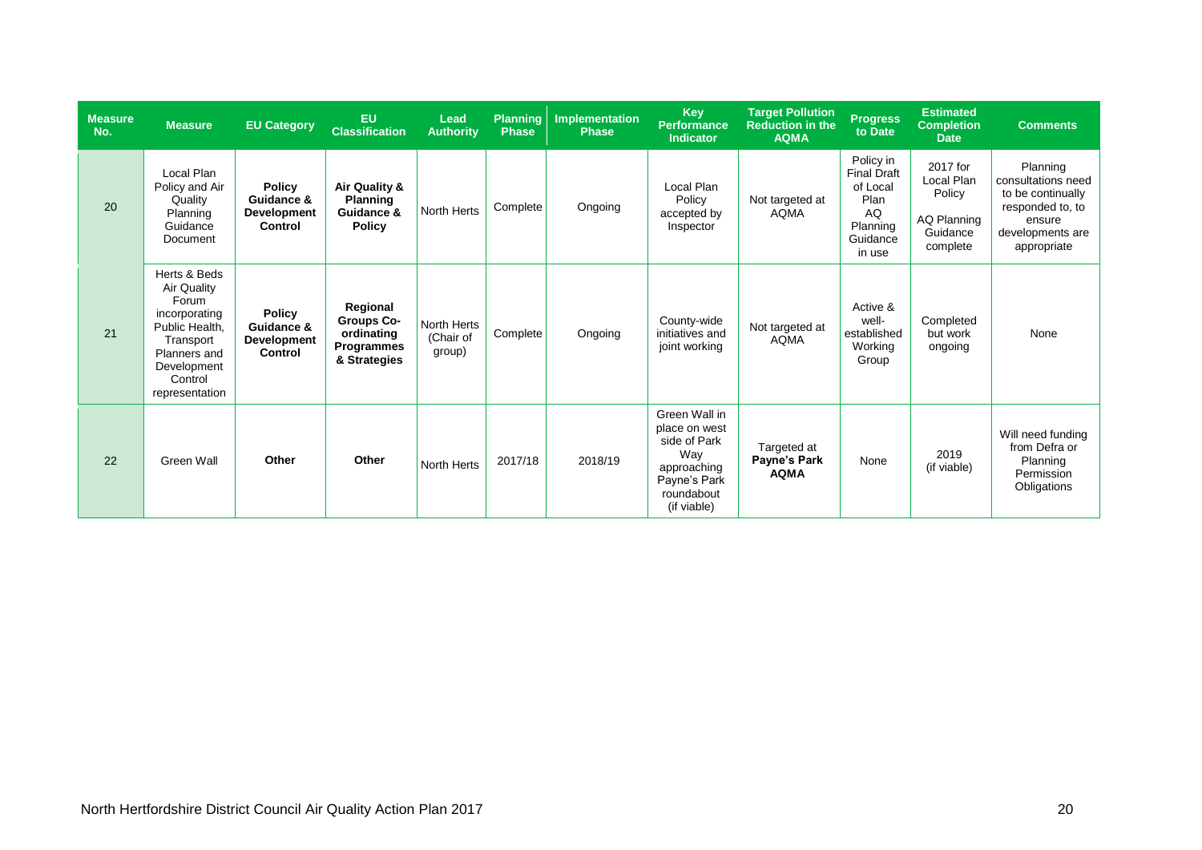| Measure No. | Measure | EU Category | EU Classification | Lead Authority | Planning Phase | Implementation Phase | Key Performance Indicator | Target Pollution Reduction in the AQMA | Progress to Date | Estimated Completion Date | Comments |
|---|---|---|---|---|---|---|---|---|---|---|---|
| 20 | Local Plan Policy and Air Quality Planning Guidance Document | **Policy Guidance & Development Control** | **Air Quality & Planning Guidance & Policy** | North Herts | Complete | Ongoing | Local Plan Policy accepted by Inspector | Not targeted at AQMA | Policy in Final Draft of Local Plan AQ Planning Guidance in use | 2017 for Local Plan Policy AQ Planning Guidance complete | Planning consultations need to be continually responded to, to ensure developments are appropriate |
| 21 | Herts & Beds Air Quality Forum incorporating Public Health, Transport Planners and Development Control representation | **Policy Guidance & Development Control** | **Regional Groups Co-ordinating Programmes & Strategies** | North Herts (Chair of group) | Complete | Ongoing | County-wide initiatives and joint working | Not targeted at AQMA | Active & well-established Working Group | Completed but work ongoing | None |
| 22 | Green Wall | **Other** | **Other** | North Herts | 2017/18 | 2018/19 | Green Wall in place on west side of Park Way approaching Payne's Park roundabout (if viable) | Targeted at **Payne's Park AQMA** | None | 2019 (if viable) | Will need funding from Defra or Planning Permission Obligations |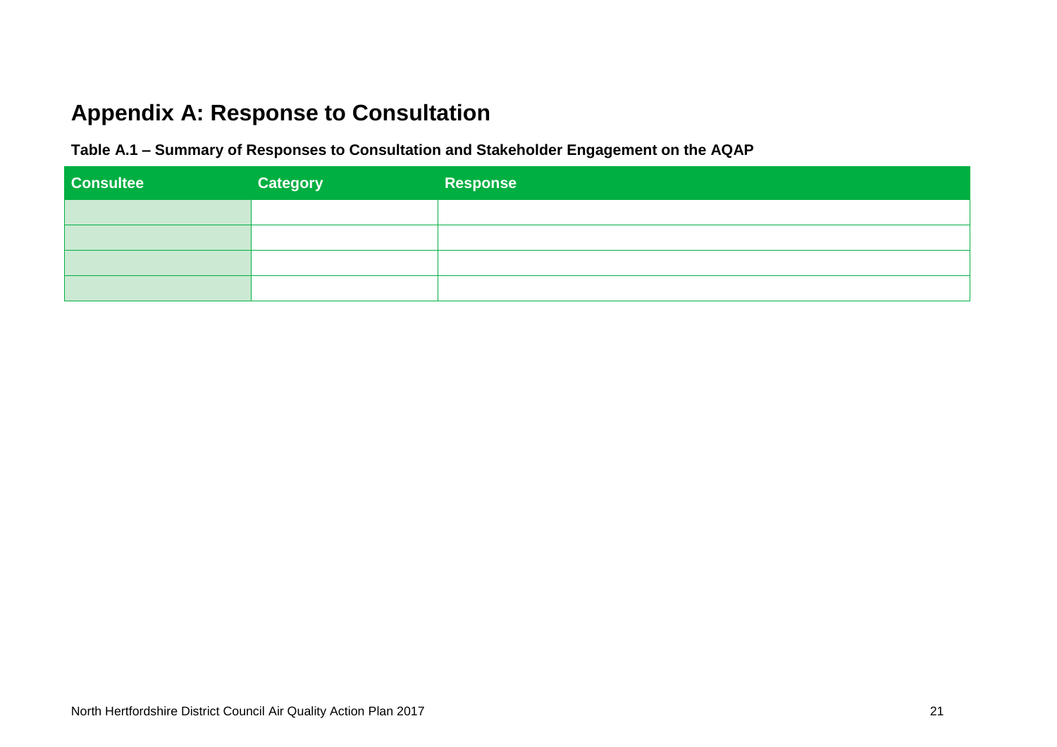# Appendix A: Response to Consultation

**Table A.1 – Summary of Responses to Consultation and Stakeholder Engagement on the AQAP**

| Consultee | Category | Response |
|---|---|---|
| | | |
| | | |
| | | |
| | | |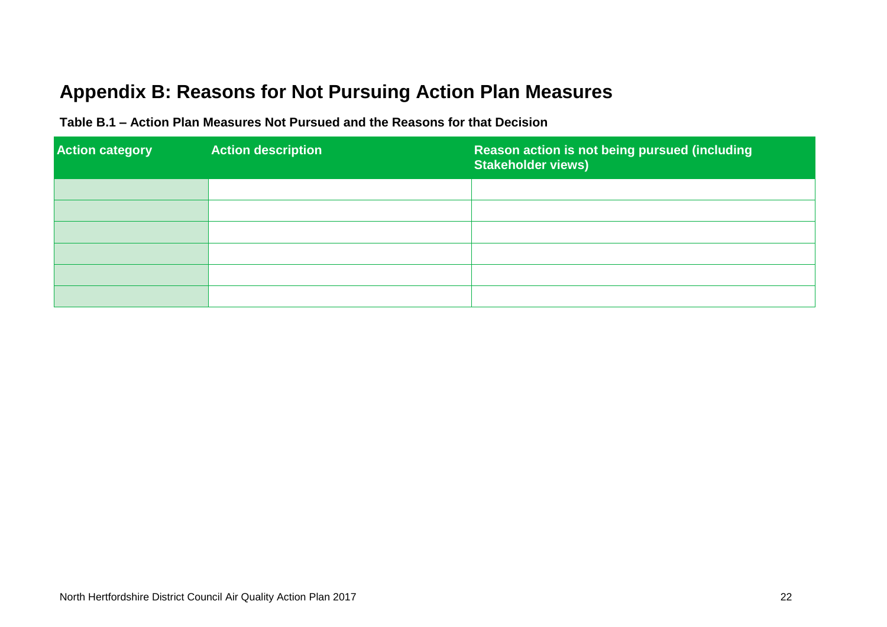## Appendix B: Reasons for Not Pursuing Action Plan Measures

**Table B.1 – Action Plan Measures Not Pursued and the Reasons for that Decision**

| Action category | Action description | Reason action is not being pursued (including Stakeholder views) |
|---|---|---|
| | | |
| | | |
| | | |
| | | |
| | | |
| | | |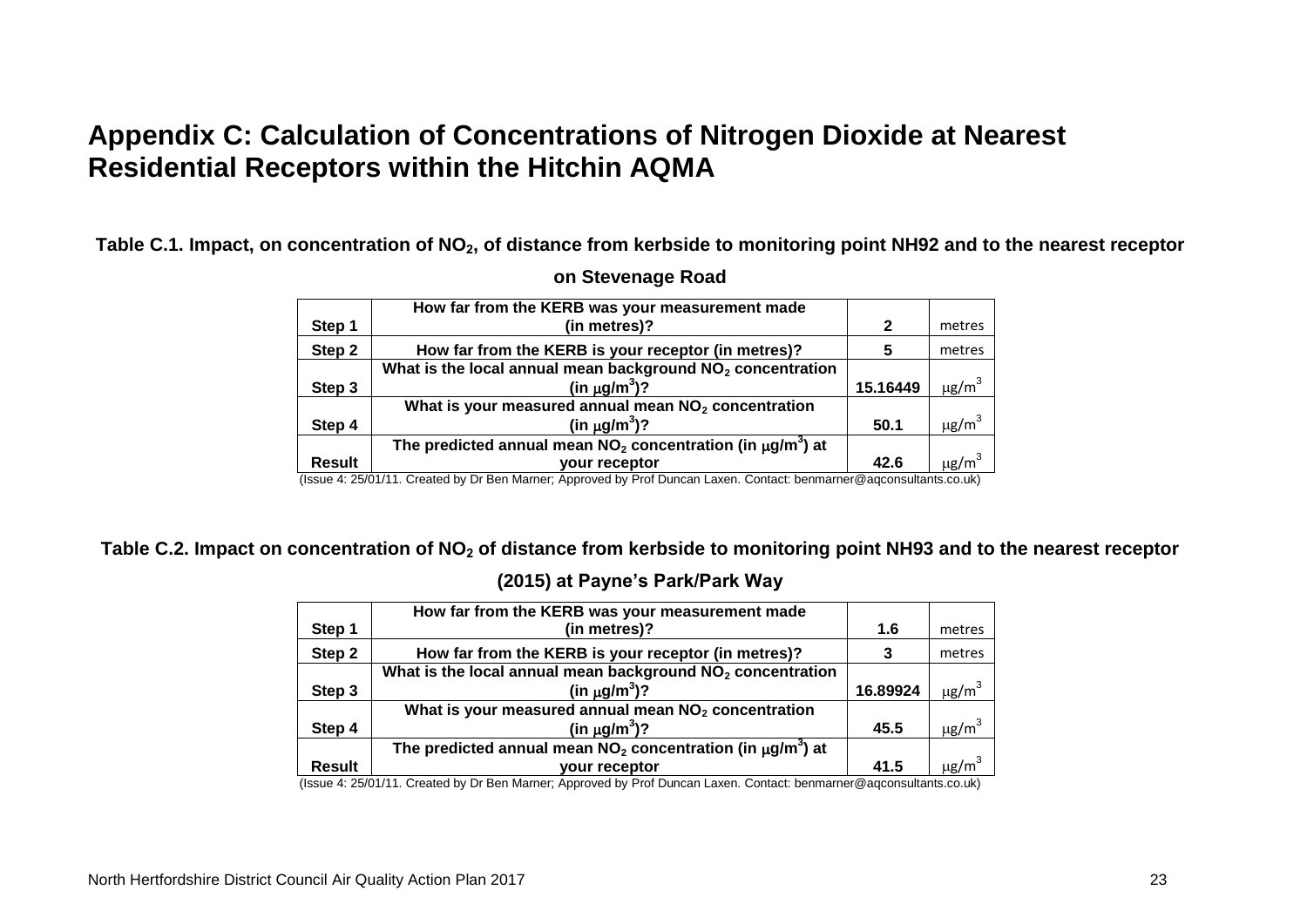# Appendix C: Calculation of Concentrations of Nitrogen Dioxide at Nearest Residential Receptors within the Hitchin AQMA

**Table C.1. Impact, on concentration of $NO_2$, of distance from kerbside to monitoring point NH92 and to the nearest receptor on Stevenage Road**

| | | | |
|---|---|---|---|
| Step 1 | How far from the KERB was your measurement made (in metres)? | 2 | metres |
| Step 2 | How far from the KERB is your receptor (in metres)? | 5 | metres |
| Step 3 | What is the local annual mean background $NO_2$ concentration (in $\mu g/m^3$)? | 15.16449 | $\mu g/m^3$ |
| Step 4 | What is your measured annual mean $NO_2$ concentration (in $\mu g/m^3$)? | 50.1 | $\mu g/m^3$ |
| Result | The predicted annual mean $NO_2$ concentration (in $\mu g/m^3$) at your receptor | 42.6 | $\mu g/m^3$ |

(Issue 4: 25/01/11. Created by Dr Ben Marner; Approved by Prof Duncan Laxen. Contact: benmarner@aqconsultants.co.uk)

**Table C.2. Impact on concentration of $NO_2$ of distance from kerbside to monitoring point NH93 and to the nearest receptor (2015) at Payne's Park/Park Way**

| | | | |
|---|---|---|---|
| Step 1 | How far from the KERB was your measurement made (in metres)? | 1.6 | metres |
| Step 2 | How far from the KERB is your receptor (in metres)? | 3 | metres |
| Step 3 | What is the local annual mean background $NO_2$ concentration (in $\mu g/m^3$)? | 16.89924 | $\mu g/m^3$ |
| Step 4 | What is your measured annual mean $NO_2$ concentration (in $\mu g/m^3$)? | 45.5 | $\mu g/m^3$ |
| Result | The predicted annual mean $NO_2$ concentration (in $\mu g/m^3$) at your receptor | 41.5 | $\mu g/m^3$ |

(Issue 4: 25/01/11. Created by Dr Ben Marner; Approved by Prof Duncan Laxen. Contact: benmarner@aqconsultants.co.uk)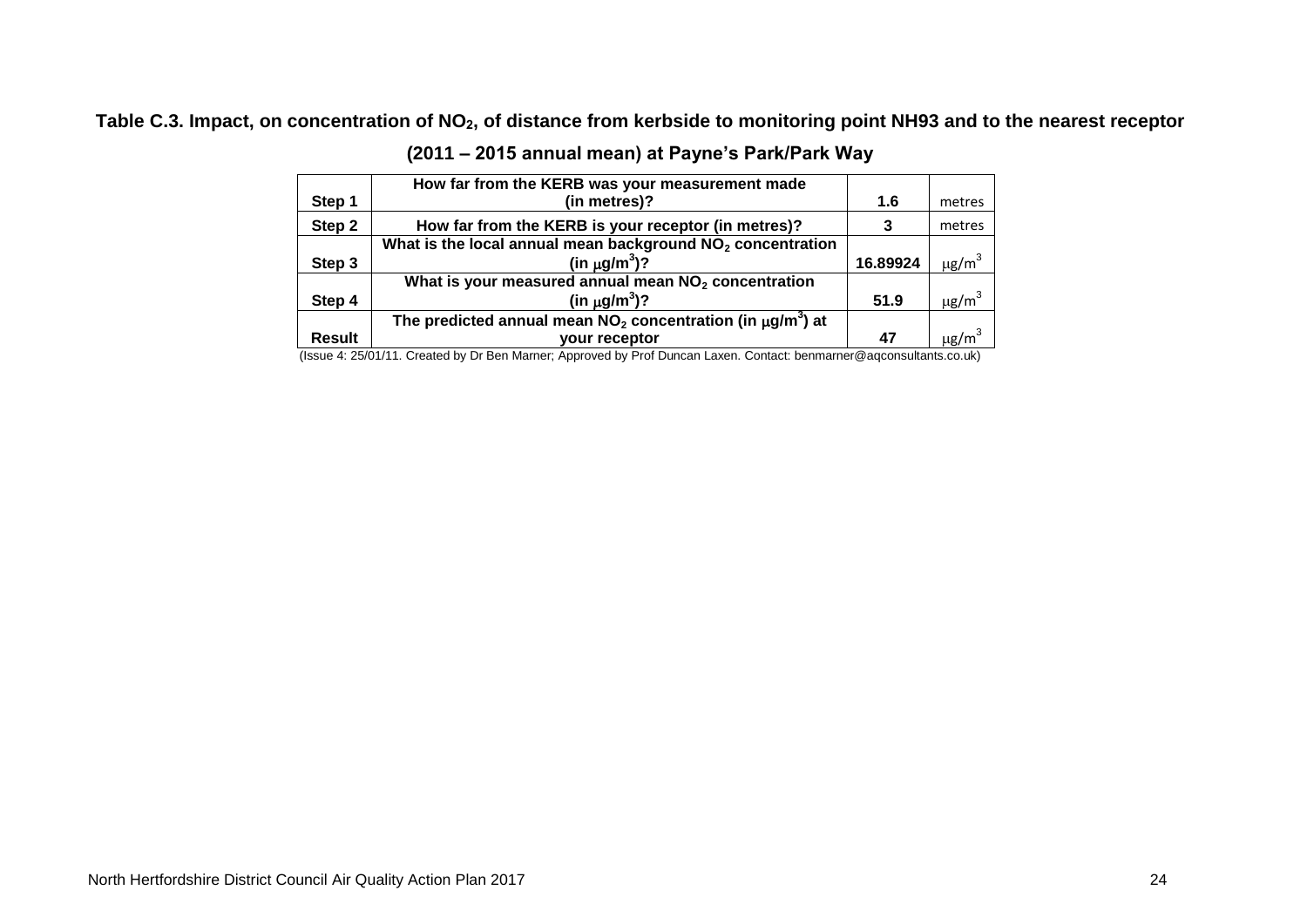**Table C.3. Impact, on concentration of $NO_2$, of distance from kerbside to monitoring point NH93 and to the nearest receptor (2011 – 2015 annual mean) at Payne's Park/Park Way**

| | | | |
|---|---|---|---|
| **Step 1** | **How far from the KERB was your measurement made (in metres)?** | **1.6** | metres |
| **Step 2** | **How far from the KERB is your receptor (in metres)?** | **3** | metres |
| **Step 3** | **What is the local annual mean background $NO_2$ concentration (in $\mu g/m^3$)?** | **16.89924** | $\mu g/m^3$ |
| **Step 4** | **What is your measured annual mean $NO_2$ concentration (in $\mu g/m^3$)?** | **51.9** | $\mu g/m^3$ |
| **Result** | **The predicted annual mean $NO_2$ concentration (in $\mu g/m^3$) at your receptor** | **47** | $\mu g/m^3$ |

(Issue 4: 25/01/11. Created by Dr Ben Marner; Approved by Prof Duncan Laxen. Contact: benmarner@aqconsultants.co.uk)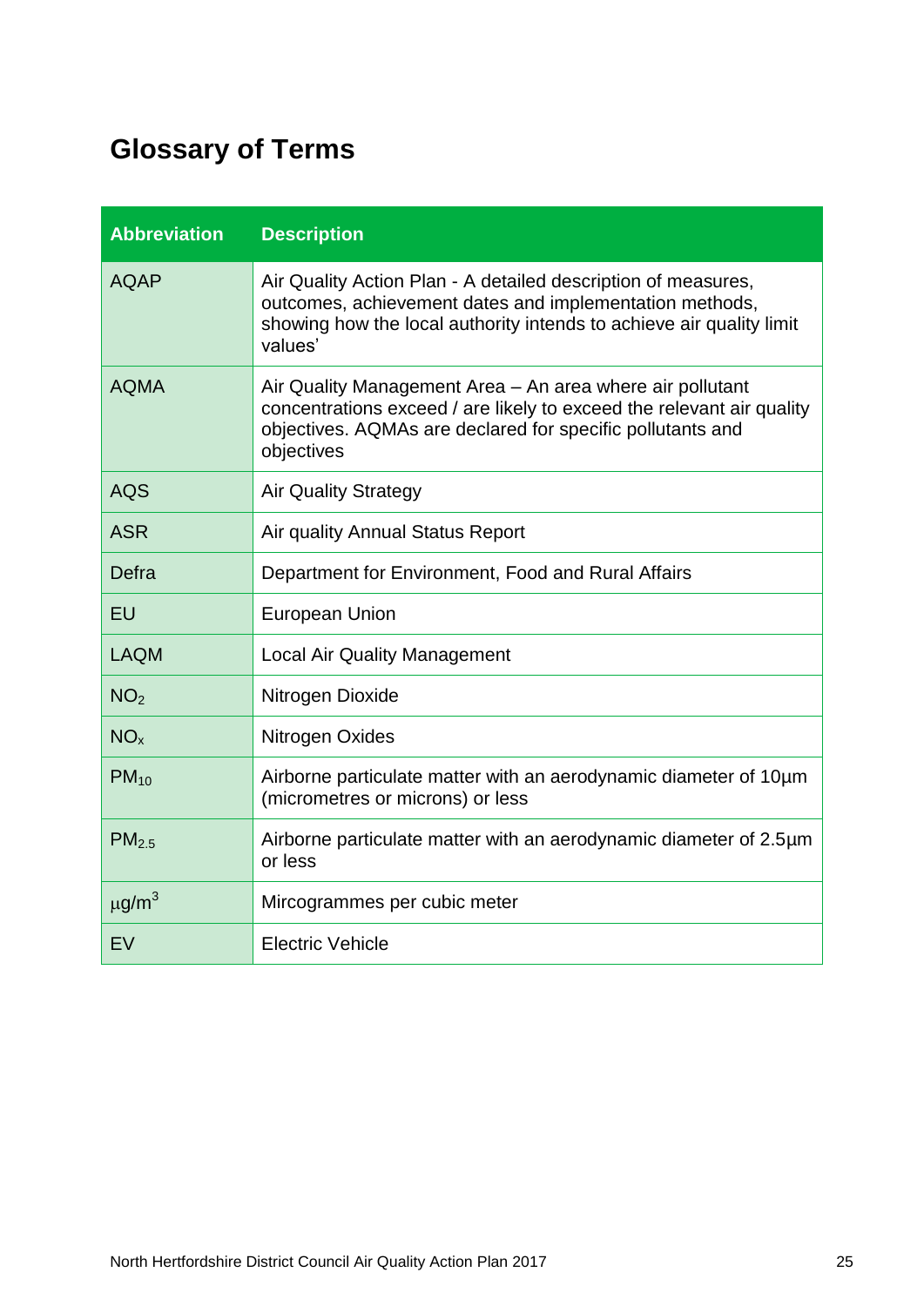# Glossary of Terms

| Abbreviation | Description |
|---|---|
| AQAP | Air Quality Action Plan - A detailed description of measures, outcomes, achievement dates and implementation methods, showing how the local authority intends to achieve air quality limit values' |
| AQMA | Air Quality Management Area – An area where air pollutant concentrations exceed / are likely to exceed the relevant air quality objectives. AQMAs are declared for specific pollutants and objectives |
| AQS | Air Quality Strategy |
| ASR | Air quality Annual Status Report |
| Defra | Department for Environment, Food and Rural Affairs |
| EU | European Union |
| LAQM | Local Air Quality Management |
| $NO_2$ | Nitrogen Dioxide |
| $NO_x$ | Nitrogen Oxides |
| $PM_{10}$ | Airborne particulate matter with an aerodynamic diameter of 10µm (micrometres or microns) or less |
| $PM_{2.5}$ | Airborne particulate matter with an aerodynamic diameter of 2.5µm or less |
| $\mu g/m^3$ | Mircogrammes per cubic meter |
| EV | Electric Vehicle |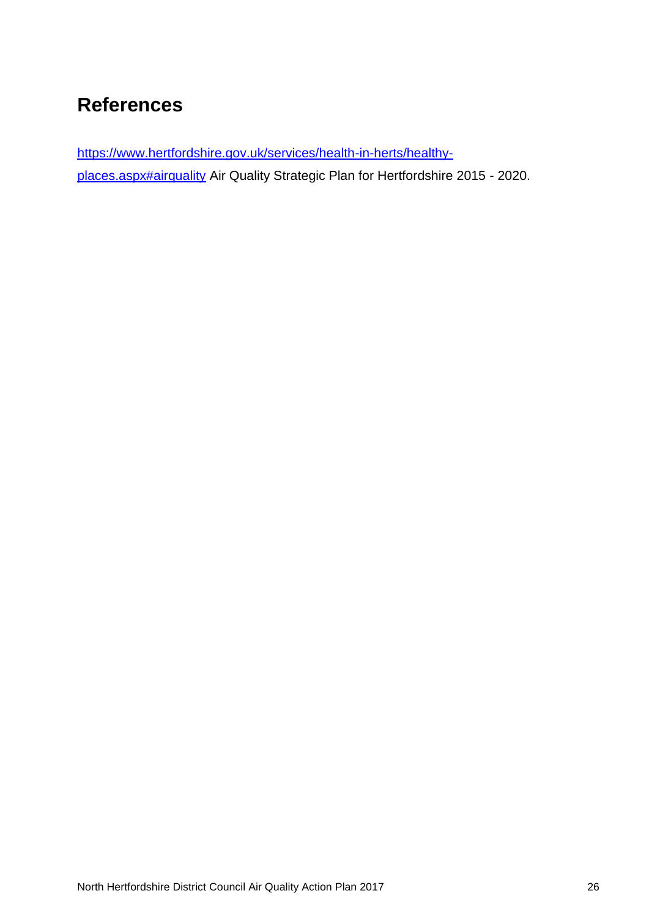# References

[https://www.hertfordshire.gov.uk/services/health-in-herts/healthy-places.aspx#airquality](https://www.hertfordshire.gov.uk/services/health-in-herts/healthy-places.aspx#airquality) Air Quality Strategic Plan for Hertfordshire 2015 - 2020.